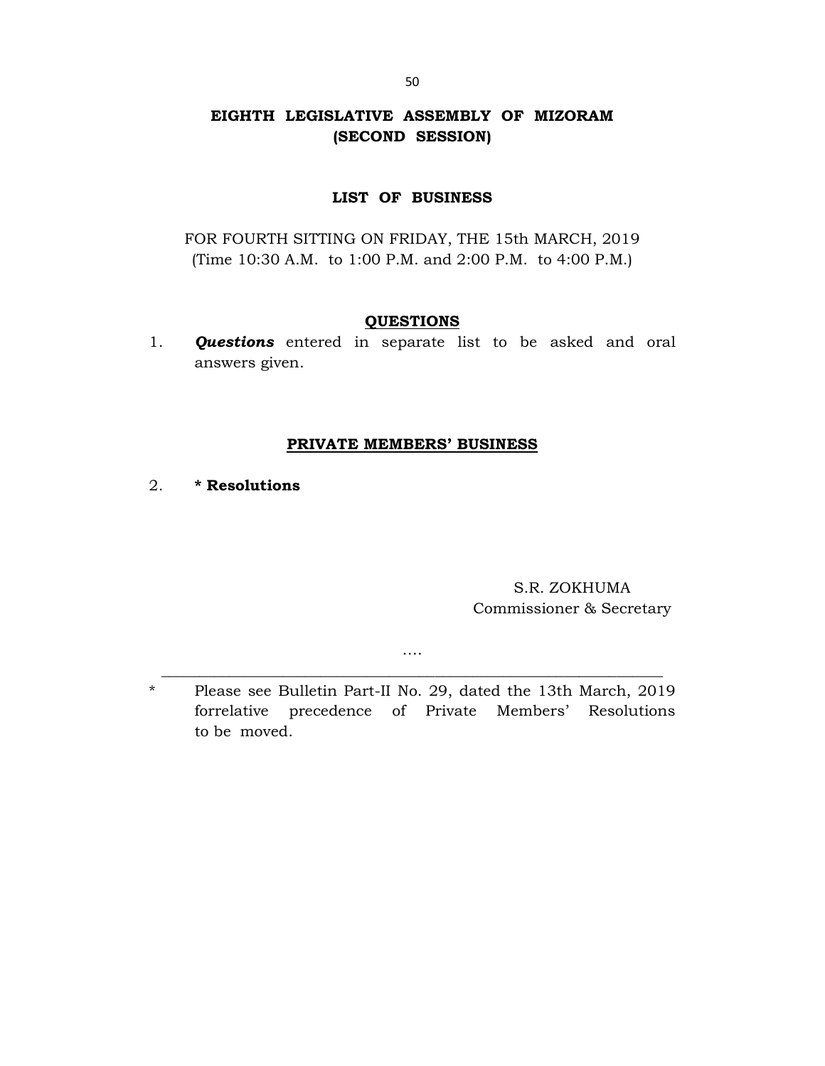# EIGHTH LEGISLATIVE ASSEMBLY OF MIZORAM
## (SECOND SESSION)

### LIST OF BUSINESS

FOR FOURTH SITTING ON FRIDAY, THE 15th MARCH, 2019
(Time 10:30 A.M. to 1:00 P.M. and 2:00 P.M. to 4:00 P.M.)

### QUESTIONS

1. ***Questions*** entered in separate list to be asked and oral answers given.

### PRIVATE MEMBERS' BUSINESS

2. **\* Resolutions**

S.R. ZOKHUMA
Commissioner & Secretary

….

---

\* Please see Bulletin Part-II No. 29, dated the 13th March, 2019 forrelative precedence of Private Members' Resolutions to be moved.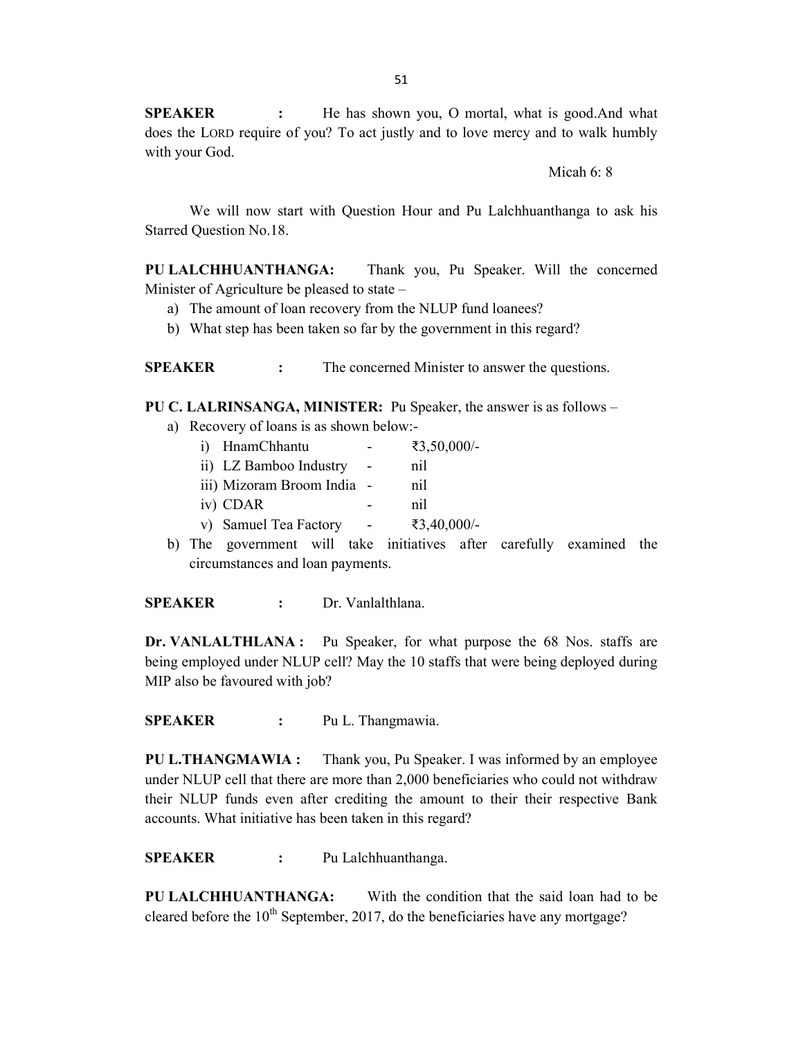**SPEAKER :** He has shown you, O mortal, what is good.And what does the LORD require of you? To act justly and to love mercy and to walk humbly with your God.

Micah 6: 8

We will now start with Question Hour and Pu Lalchhuanthanga to ask his Starred Question No.18.

**PU LALCHHUANTHANGA:** Thank you, Pu Speaker. Will the concerned Minister of Agriculture be pleased to state –

a) The amount of loan recovery from the NLUP fund loanees?
b) What step has been taken so far by the government in this regard?

**SPEAKER :** The concerned Minister to answer the questions.

**PU C. LALRINSANGA, MINISTER:** Pu Speaker, the answer is as follows –

a) Recovery of loans is as shown below:-
   i) HnamChhantu - ₹3,50,000/-
   ii) LZ Bamboo Industry - nil
   iii) Mizoram Broom India - nil
   iv) CDAR - nil
   v) Samuel Tea Factory - ₹3,40,000/-
b) The government will take initiatives after carefully examined the circumstances and loan payments.

**SPEAKER :** Dr. Vanlalthlana.

**Dr. VANLALTHLANA :** Pu Speaker, for what purpose the 68 Nos. staffs are being employed under NLUP cell? May the 10 staffs that were being deployed during MIP also be favoured with job?

**SPEAKER :** Pu L. Thangmawia.

**PU L.THANGMAWIA :** Thank you, Pu Speaker. I was informed by an employee under NLUP cell that there are more than 2,000 beneficiaries who could not withdraw their NLUP funds even after crediting the amount to their their respective Bank accounts. What initiative has been taken in this regard?

**SPEAKER :** Pu Lalchhuanthanga.

**PU LALCHHUANTHANGA:** With the condition that the said loan had to be cleared before the 10th September, 2017, do the beneficiaries have any mortgage?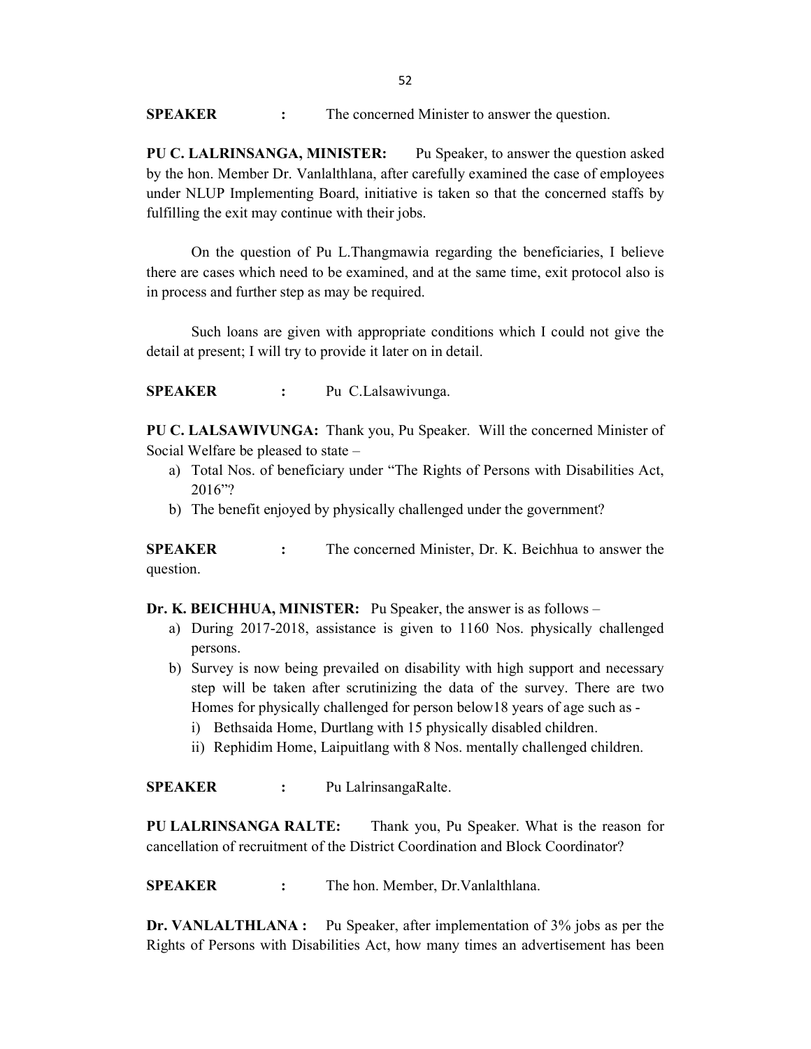**SPEAKER :** The concerned Minister to answer the question.

**PU C. LALRINSANGA, MINISTER:** Pu Speaker, to answer the question asked by the hon. Member Dr. Vanlalthlana, after carefully examined the case of employees under NLUP Implementing Board, initiative is taken so that the concerned staffs by fulfilling the exit may continue with their jobs.

On the question of Pu L.Thangmawia regarding the beneficiaries, I believe there are cases which need to be examined, and at the same time, exit protocol also is in process and further step as may be required.

Such loans are given with appropriate conditions which I could not give the detail at present; I will try to provide it later on in detail.

**SPEAKER :** Pu C.Lalsawivunga.

**PU C. LALSAWIVUNGA:** Thank you, Pu Speaker. Will the concerned Minister of Social Welfare be pleased to state –

a) Total Nos. of beneficiary under "The Rights of Persons with Disabilities Act, 2016"?
b) The benefit enjoyed by physically challenged under the government?

**SPEAKER :** The concerned Minister, Dr. K. Beichhua to answer the question.

**Dr. K. BEICHHUA, MINISTER:** Pu Speaker, the answer is as follows –

a) During 2017-2018, assistance is given to 1160 Nos. physically challenged persons.
b) Survey is now being prevailed on disability with high support and necessary step will be taken after scrutinizing the data of the survey. There are two Homes for physically challenged for person below18 years of age such as -
   i) Bethsaida Home, Durtlang with 15 physically disabled children.
   ii) Rephidim Home, Laipuitlang with 8 Nos. mentally challenged children.

**SPEAKER :** Pu LalrinsangaRalte.

**PU LALRINSANGA RALTE:** Thank you, Pu Speaker. What is the reason for cancellation of recruitment of the District Coordination and Block Coordinator?

**SPEAKER :** The hon. Member, Dr.Vanlalthlana.

**Dr. VANLALTHLANA :** Pu Speaker, after implementation of 3% jobs as per the Rights of Persons with Disabilities Act, how many times an advertisement has been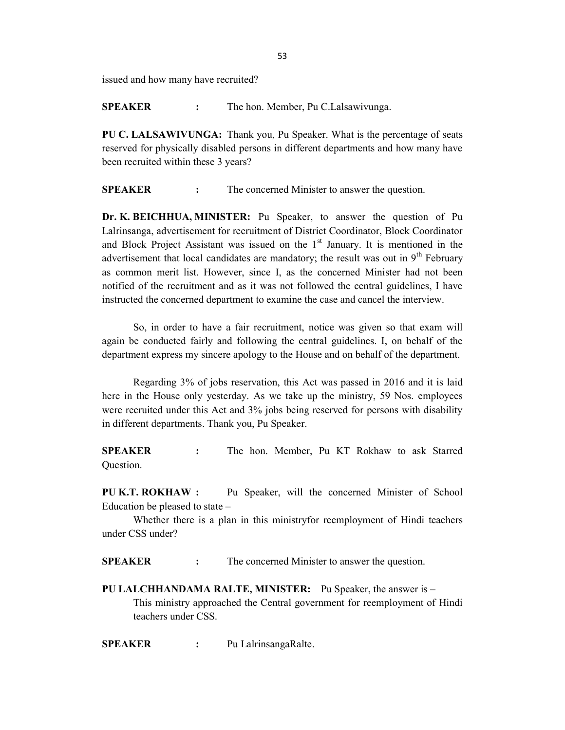issued and how many have recruited?

**SPEAKER** : The hon. Member, Pu C.Lalsawivunga.

**PU C. LALSAWIVUNGA:** Thank you, Pu Speaker. What is the percentage of seats reserved for physically disabled persons in different departments and how many have been recruited within these 3 years?

**SPEAKER** : The concerned Minister to answer the question.

**Dr. K. BEICHHUA, MINISTER:** Pu Speaker, to answer the question of Pu Lalrinsanga, advertisement for recruitment of District Coordinator, Block Coordinator and Block Project Assistant was issued on the 1st January. It is mentioned in the advertisement that local candidates are mandatory; the result was out in 9th February as common merit list. However, since I, as the concerned Minister had not been notified of the recruitment and as it was not followed the central guidelines, I have instructed the concerned department to examine the case and cancel the interview.

So, in order to have a fair recruitment, notice was given so that exam will again be conducted fairly and following the central guidelines. I, on behalf of the department express my sincere apology to the House and on behalf of the department.

Regarding 3% of jobs reservation, this Act was passed in 2016 and it is laid here in the House only yesterday. As we take up the ministry, 59 Nos. employees were recruited under this Act and 3% jobs being reserved for persons with disability in different departments. Thank you, Pu Speaker.

**SPEAKER** : The hon. Member, Pu KT Rokhaw to ask Starred Question.

**PU K.T. ROKHAW :** Pu Speaker, will the concerned Minister of School Education be pleased to state –

Whether there is a plan in this ministryfor reemployment of Hindi teachers under CSS under?

**SPEAKER** : The concerned Minister to answer the question.

**PU LALCHHANDAMA RALTE, MINISTER:** Pu Speaker, the answer is –

This ministry approached the Central government for reemployment of Hindi teachers under CSS.

**SPEAKER** : Pu LalrinsangaRalte.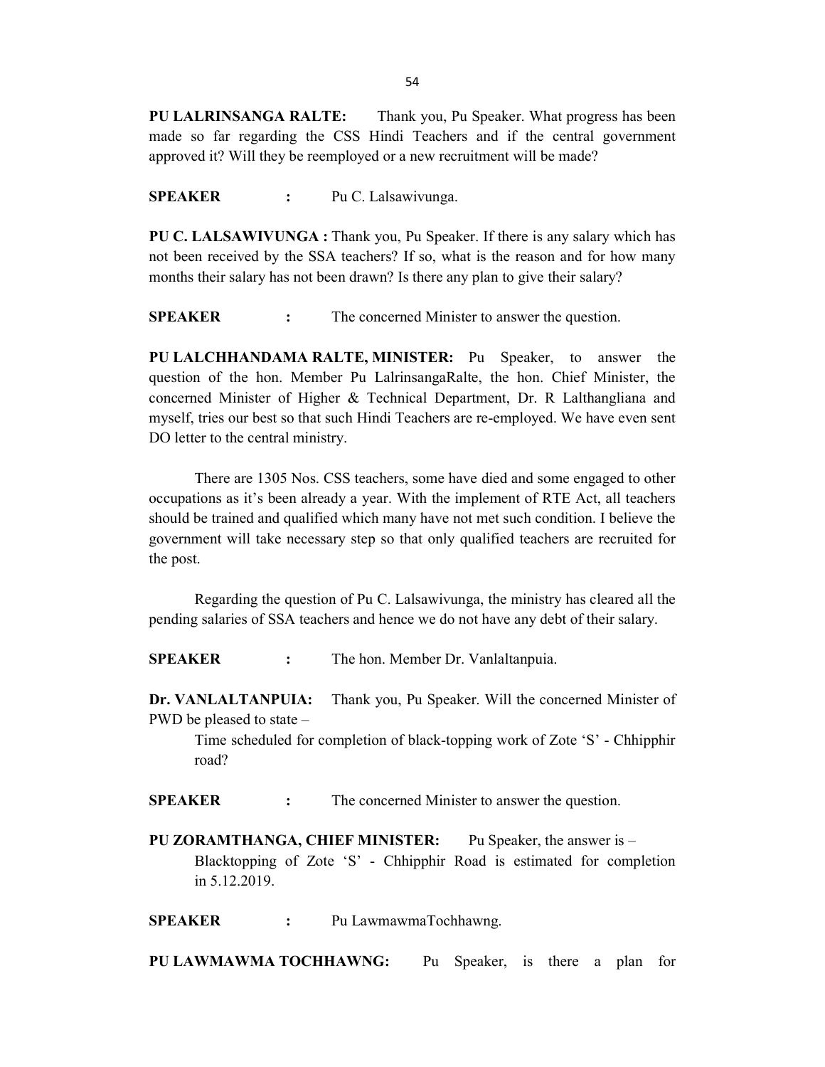**PU LALRINSANGA RALTE:** Thank you, Pu Speaker. What progress has been made so far regarding the CSS Hindi Teachers and if the central government approved it? Will they be reemployed or a new recruitment will be made?

**SPEAKER :** Pu C. Lalsawivunga.

**PU C. LALSAWIVUNGA :** Thank you, Pu Speaker. If there is any salary which has not been received by the SSA teachers? If so, what is the reason and for how many months their salary has not been drawn? Is there any plan to give their salary?

**SPEAKER :** The concerned Minister to answer the question.

**PU LALCHHANDAMA RALTE, MINISTER:** Pu Speaker, to answer the question of the hon. Member Pu LalrinsangaRalte, the hon. Chief Minister, the concerned Minister of Higher & Technical Department, Dr. R Lalthangliana and myself, tries our best so that such Hindi Teachers are re-employed. We have even sent DO letter to the central ministry.

There are 1305 Nos. CSS teachers, some have died and some engaged to other occupations as it's been already a year. With the implement of RTE Act, all teachers should be trained and qualified which many have not met such condition. I believe the government will take necessary step so that only qualified teachers are recruited for the post.

Regarding the question of Pu C. Lalsawivunga, the ministry has cleared all the pending salaries of SSA teachers and hence we do not have any debt of their salary.

**SPEAKER :** The hon. Member Dr. Vanlaltanpuia.

**Dr. VANLALTANPUIA:** Thank you, Pu Speaker. Will the concerned Minister of PWD be pleased to state –

Time scheduled for completion of black-topping work of Zote 'S' - Chhipphir road?

**SPEAKER :** The concerned Minister to answer the question.

**PU ZORAMTHANGA, CHIEF MINISTER:** Pu Speaker, the answer is –

Blacktopping of Zote 'S' - Chhipphir Road is estimated for completion in 5.12.2019.

**SPEAKER :** Pu LawmawmaTochhawng.

**PU LAWMAWMA TOCHHAWNG:** Pu Speaker, is there a plan for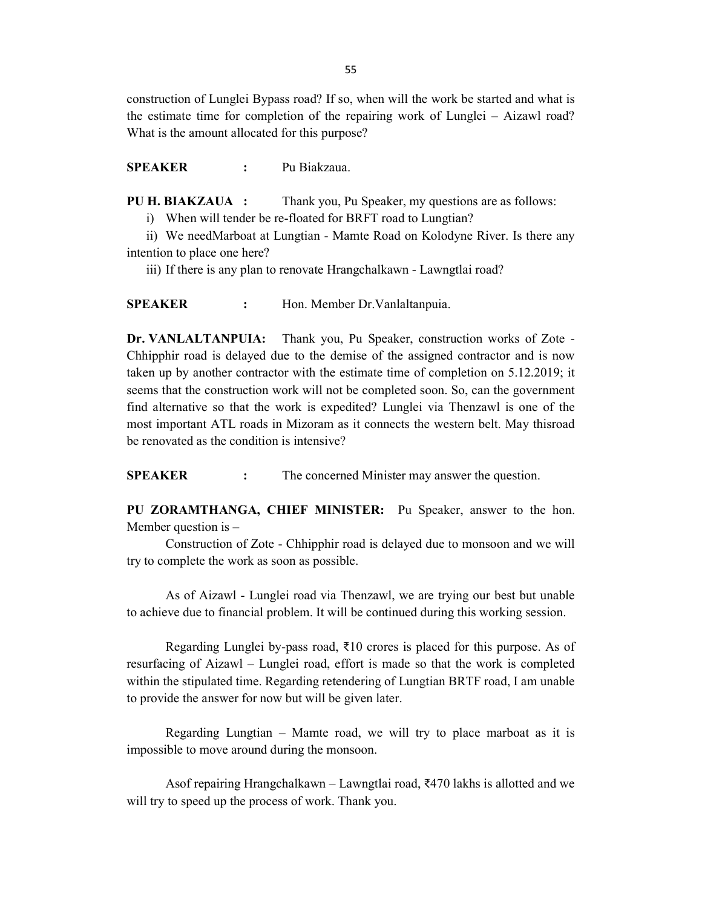construction of Lunglei Bypass road? If so, when will the work be started and what is the estimate time for completion of the repairing work of Lunglei – Aizawl road? What is the amount allocated for this purpose?

**SPEAKER :** Pu Biakzaua.

**PU H. BIAKZAUA :** Thank you, Pu Speaker, my questions are as follows:

i) When will tender be re-floated for BRFT road to Lungtian?

ii) We needMarboat at Lungtian - Mamte Road on Kolodyne River. Is there any intention to place one here?

iii) If there is any plan to renovate Hrangchalkawn - Lawngtlai road?

**SPEAKER :** Hon. Member Dr.Vanlaltanpuia.

**Dr. VANLALTANPUIA:** Thank you, Pu Speaker, construction works of Zote - Chhipphir road is delayed due to the demise of the assigned contractor and is now taken up by another contractor with the estimate time of completion on 5.12.2019; it seems that the construction work will not be completed soon. So, can the government find alternative so that the work is expedited? Lunglei via Thenzawl is one of the most important ATL roads in Mizoram as it connects the western belt. May thisroad be renovated as the condition is intensive?

**SPEAKER :** The concerned Minister may answer the question.

**PU ZORAMTHANGA, CHIEF MINISTER:** Pu Speaker, answer to the hon. Member question is –

Construction of Zote - Chhipphir road is delayed due to monsoon and we will try to complete the work as soon as possible.

As of Aizawl - Lunglei road via Thenzawl, we are trying our best but unable to achieve due to financial problem. It will be continued during this working session.

Regarding Lunglei by-pass road, ₹10 crores is placed for this purpose. As of resurfacing of Aizawl – Lunglei road, effort is made so that the work is completed within the stipulated time. Regarding retendering of Lungtian BRTF road, I am unable to provide the answer for now but will be given later.

Regarding Lungtian – Mamte road, we will try to place marboat as it is impossible to move around during the monsoon.

Asof repairing Hrangchalkawn – Lawngtlai road, ₹470 lakhs is allotted and we will try to speed up the process of work. Thank you.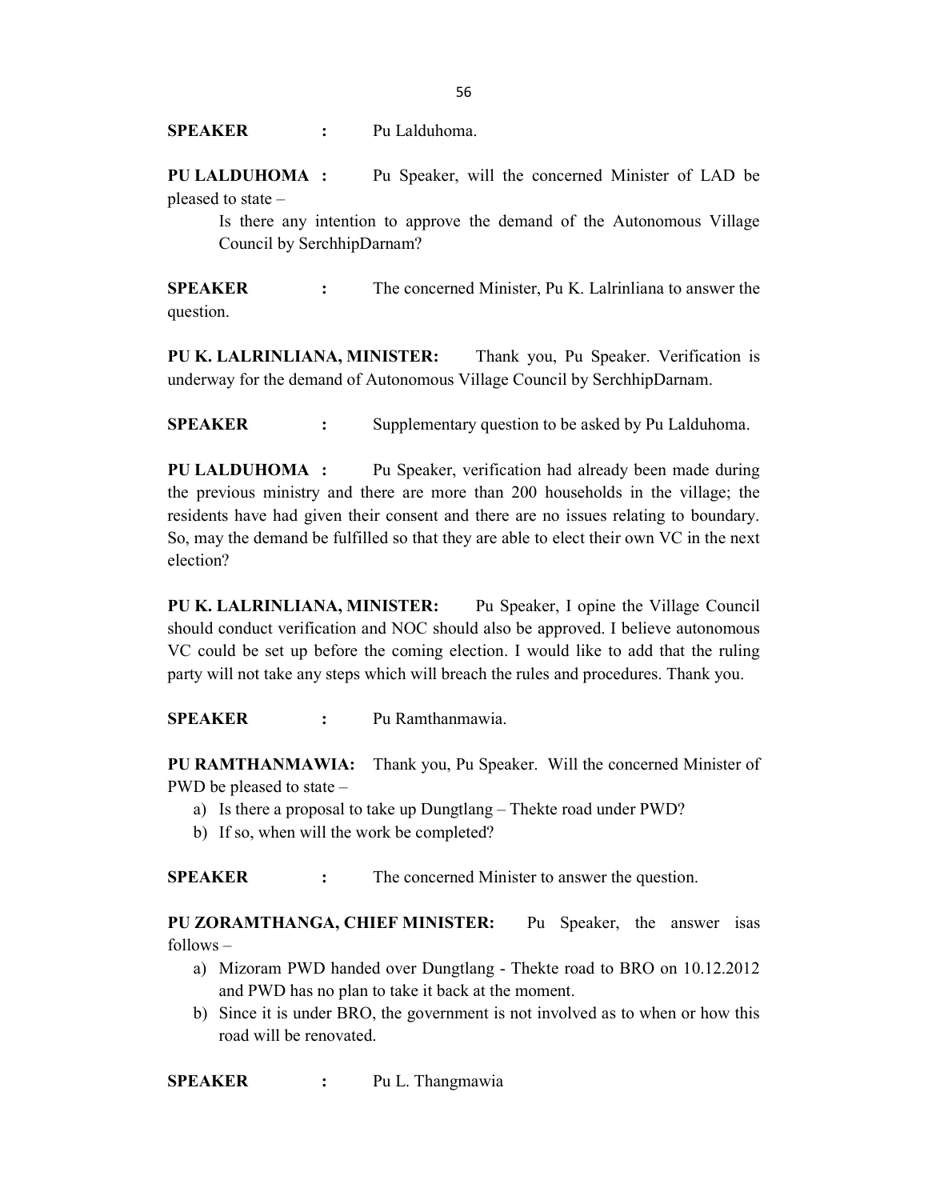**SPEAKER :** Pu Lalduhoma.

**PU LALDUHOMA :** Pu Speaker, will the concerned Minister of LAD be pleased to state –

Is there any intention to approve the demand of the Autonomous Village Council by SerchhipDarnam?

**SPEAKER :** The concerned Minister, Pu K. Lalrinliana to answer the question.

**PU K. LALRINLIANA, MINISTER:** Thank you, Pu Speaker. Verification is underway for the demand of Autonomous Village Council by SerchhipDarnam.

**SPEAKER :** Supplementary question to be asked by Pu Lalduhoma.

**PU LALDUHOMA :** Pu Speaker, verification had already been made during the previous ministry and there are more than 200 households in the village; the residents have had given their consent and there are no issues relating to boundary. So, may the demand be fulfilled so that they are able to elect their own VC in the next election?

**PU K. LALRINLIANA, MINISTER:** Pu Speaker, I opine the Village Council should conduct verification and NOC should also be approved. I believe autonomous VC could be set up before the coming election. I would like to add that the ruling party will not take any steps which will breach the rules and procedures. Thank you.

**SPEAKER :** Pu Ramthanmawia.

**PU RAMTHANMAWIA:** Thank you, Pu Speaker. Will the concerned Minister of PWD be pleased to state –

a) Is there a proposal to take up Dungtlang – Thekte road under PWD?
b) If so, when will the work be completed?

**SPEAKER :** The concerned Minister to answer the question.

**PU ZORAMTHANGA, CHIEF MINISTER:** Pu Speaker, the answer isas follows –

a) Mizoram PWD handed over Dungtlang - Thekte road to BRO on 10.12.2012 and PWD has no plan to take it back at the moment.
b) Since it is under BRO, the government is not involved as to when or how this road will be renovated.

**SPEAKER :** Pu L. Thangmawia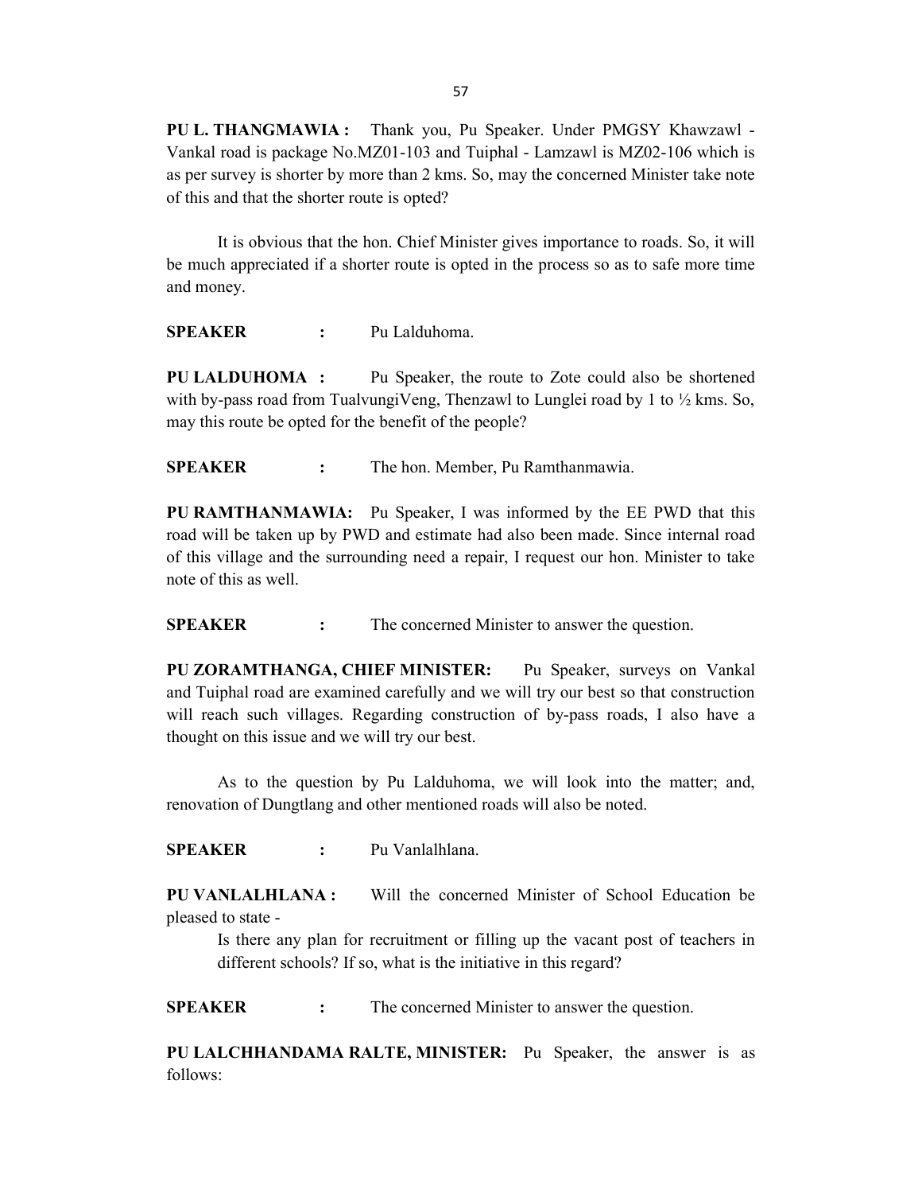**PU L. THANGMAWIA :** Thank you, Pu Speaker. Under PMGSY Khawzawl - Vankal road is package No.MZ01-103 and Tuiphal - Lamzawl is MZ02-106 which is as per survey is shorter by more than 2 kms. So, may the concerned Minister take note of this and that the shorter route is opted?

It is obvious that the hon. Chief Minister gives importance to roads. So, it will be much appreciated if a shorter route is opted in the process so as to safe more time and money.

**SPEAKER :** Pu Lalduhoma.

**PU LALDUHOMA :** Pu Speaker, the route to Zote could also be shortened with by-pass road from TualvungiVeng, Thenzawl to Lunglei road by 1 to ½ kms. So, may this route be opted for the benefit of the people?

**SPEAKER :** The hon. Member, Pu Ramthanmawia.

**PU RAMTHANMAWIA:** Pu Speaker, I was informed by the EE PWD that this road will be taken up by PWD and estimate had also been made. Since internal road of this village and the surrounding need a repair, I request our hon. Minister to take note of this as well.

**SPEAKER :** The concerned Minister to answer the question.

**PU ZORAMTHANGA, CHIEF MINISTER:** Pu Speaker, surveys on Vankal and Tuiphal road are examined carefully and we will try our best so that construction will reach such villages. Regarding construction of by-pass roads, I also have a thought on this issue and we will try our best.

As to the question by Pu Lalduhoma, we will look into the matter; and, renovation of Dungtlang and other mentioned roads will also be noted.

**SPEAKER :** Pu Vanlalhlana.

**PU VANLALHLANA :** Will the concerned Minister of School Education be pleased to state -

Is there any plan for recruitment or filling up the vacant post of teachers in different schools? If so, what is the initiative in this regard?

**SPEAKER :** The concerned Minister to answer the question.

**PU LALCHHANDAMA RALTE, MINISTER:** Pu Speaker, the answer is as follows: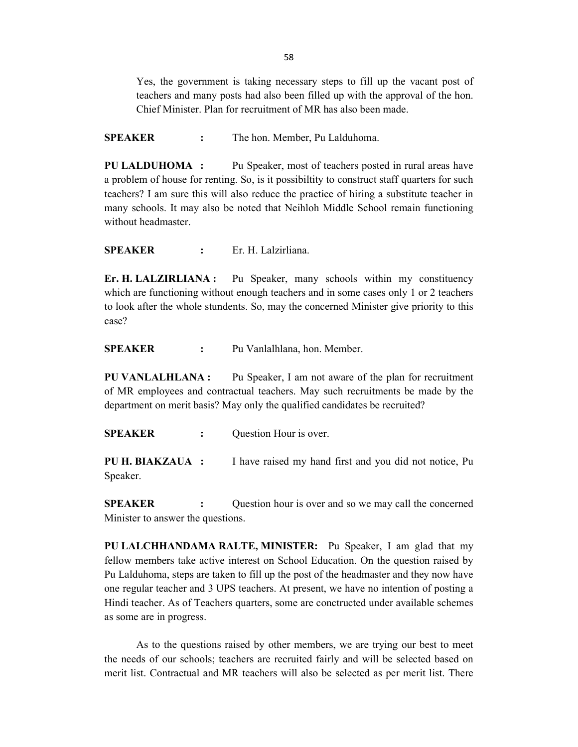Yes, the government is taking necessary steps to fill up the vacant post of teachers and many posts had also been filled up with the approval of the hon. Chief Minister. Plan for recruitment of MR has also been made.

**SPEAKER :** The hon. Member, Pu Lalduhoma.

**PU LALDUHOMA :** Pu Speaker, most of teachers posted in rural areas have a problem of house for renting. So, is it possibiltity to construct staff quarters for such teachers? I am sure this will also reduce the practice of hiring a substitute teacher in many schools. It may also be noted that Neihloh Middle School remain functioning without headmaster.

**SPEAKER :** Er. H. Lalzirliana.

**Er. H. LALZIRLIANA :** Pu Speaker, many schools within my constituency which are functioning without enough teachers and in some cases only 1 or 2 teachers to look after the whole stundents. So, may the concerned Minister give priority to this case?

**SPEAKER :** Pu Vanlalhlana, hon. Member.

**PU VANLALHLANA :** Pu Speaker, I am not aware of the plan for recruitment of MR employees and contractual teachers. May such recruitments be made by the department on merit basis? May only the qualified candidates be recruited?

**SPEAKER :** Question Hour is over.

**PU H. BIAKZAUA :** I have raised my hand first and you did not notice, Pu Speaker.

**SPEAKER :** Question hour is over and so we may call the concerned Minister to answer the questions.

**PU LALCHHANDAMA RALTE, MINISTER:** Pu Speaker, I am glad that my fellow members take active interest on School Education. On the question raised by Pu Lalduhoma, steps are taken to fill up the post of the headmaster and they now have one regular teacher and 3 UPS teachers. At present, we have no intention of posting a Hindi teacher. As of Teachers quarters, some are conctructed under available schemes as some are in progress.

As to the questions raised by other members, we are trying our best to meet the needs of our schools; teachers are recruited fairly and will be selected based on merit list. Contractual and MR teachers will also be selected as per merit list. There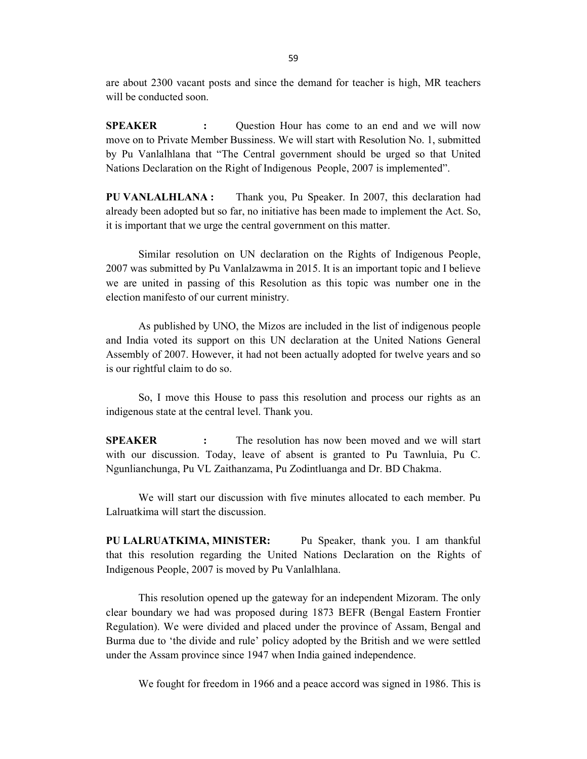are about 2300 vacant posts and since the demand for teacher is high, MR teachers will be conducted soon.

**SPEAKER :** Question Hour has come to an end and we will now move on to Private Member Bussiness. We will start with Resolution No. 1, submitted by Pu Vanlalhlana that "The Central government should be urged so that United Nations Declaration on the Right of Indigenous People, 2007 is implemented".

**PU VANLALHLANA :** Thank you, Pu Speaker. In 2007, this declaration had already been adopted but so far, no initiative has been made to implement the Act. So, it is important that we urge the central government on this matter.

Similar resolution on UN declaration on the Rights of Indigenous People, 2007 was submitted by Pu Vanlalzawma in 2015. It is an important topic and I believe we are united in passing of this Resolution as this topic was number one in the election manifesto of our current ministry.

As published by UNO, the Mizos are included in the list of indigenous people and India voted its support on this UN declaration at the United Nations General Assembly of 2007. However, it had not been actually adopted for twelve years and so is our rightful claim to do so.

So, I move this House to pass this resolution and process our rights as an indigenous state at the central level. Thank you.

**SPEAKER :** The resolution has now been moved and we will start with our discussion. Today, leave of absent is granted to Pu Tawnluia, Pu C. Ngunlianchunga, Pu VL Zaithanzama, Pu Zodintluanga and Dr. BD Chakma.

We will start our discussion with five minutes allocated to each member. Pu Lalruatkima will start the discussion.

**PU LALRUATKIMA, MINISTER:** Pu Speaker, thank you. I am thankful that this resolution regarding the United Nations Declaration on the Rights of Indigenous People, 2007 is moved by Pu Vanlalhlana.

This resolution opened up the gateway for an independent Mizoram. The only clear boundary we had was proposed during 1873 BEFR (Bengal Eastern Frontier Regulation). We were divided and placed under the province of Assam, Bengal and Burma due to 'the divide and rule' policy adopted by the British and we were settled under the Assam province since 1947 when India gained independence.

We fought for freedom in 1966 and a peace accord was signed in 1986. This is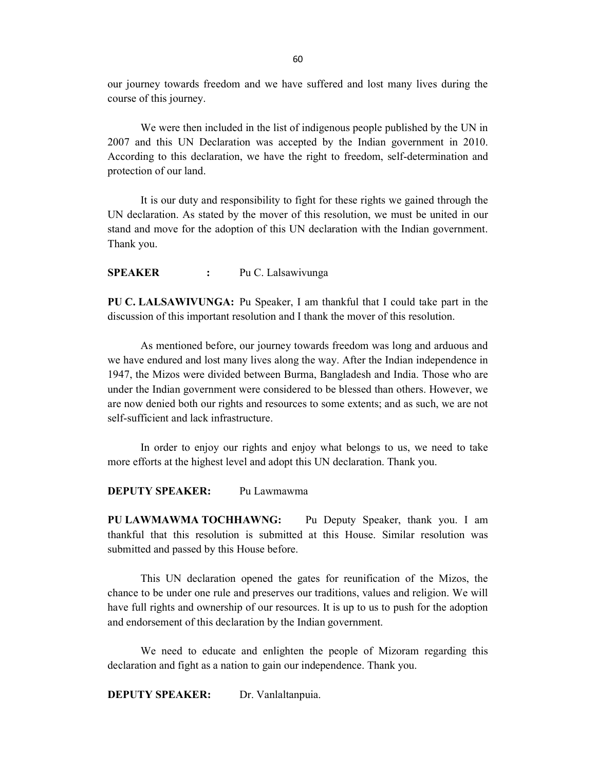our journey towards freedom and we have suffered and lost many lives during the course of this journey.

We were then included in the list of indigenous people published by the UN in 2007 and this UN Declaration was accepted by the Indian government in 2010. According to this declaration, we have the right to freedom, self-determination and protection of our land.

It is our duty and responsibility to fight for these rights we gained through the UN declaration. As stated by the mover of this resolution, we must be united in our stand and move for the adoption of this UN declaration with the Indian government. Thank you.

**SPEAKER :** Pu C. Lalsawivunga

**PU C. LALSAWIVUNGA:** Pu Speaker, I am thankful that I could take part in the discussion of this important resolution and I thank the mover of this resolution.

As mentioned before, our journey towards freedom was long and arduous and we have endured and lost many lives along the way. After the Indian independence in 1947, the Mizos were divided between Burma, Bangladesh and India. Those who are under the Indian government were considered to be blessed than others. However, we are now denied both our rights and resources to some extents; and as such, we are not self-sufficient and lack infrastructure.

In order to enjoy our rights and enjoy what belongs to us, we need to take more efforts at the highest level and adopt this UN declaration. Thank you.

**DEPUTY SPEAKER:** Pu Lawmawma

**PU LAWMAWMA TOCHHAWNG:** Pu Deputy Speaker, thank you. I am thankful that this resolution is submitted at this House. Similar resolution was submitted and passed by this House before.

This UN declaration opened the gates for reunification of the Mizos, the chance to be under one rule and preserves our traditions, values and religion. We will have full rights and ownership of our resources. It is up to us to push for the adoption and endorsement of this declaration by the Indian government.

We need to educate and enlighten the people of Mizoram regarding this declaration and fight as a nation to gain our independence. Thank you.

**DEPUTY SPEAKER:** Dr. Vanlaltanpuia.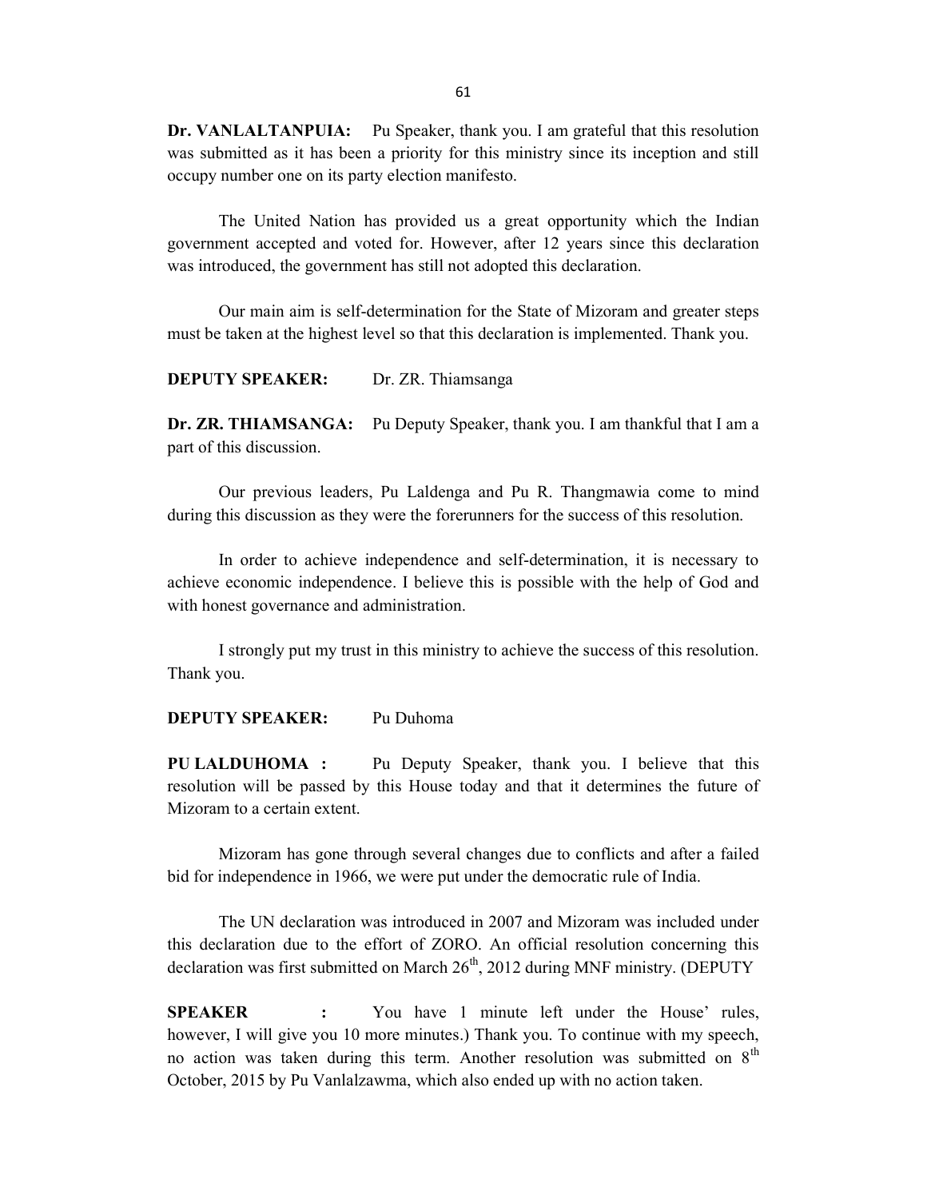**Dr. VANLALTANPUIA:** Pu Speaker, thank you. I am grateful that this resolution was submitted as it has been a priority for this ministry since its inception and still occupy number one on its party election manifesto.

The United Nation has provided us a great opportunity which the Indian government accepted and voted for. However, after 12 years since this declaration was introduced, the government has still not adopted this declaration.

Our main aim is self-determination for the State of Mizoram and greater steps must be taken at the highest level so that this declaration is implemented. Thank you.

**DEPUTY SPEAKER:** Dr. ZR. Thiamsanga

**Dr. ZR. THIAMSANGA:** Pu Deputy Speaker, thank you. I am thankful that I am a part of this discussion.

Our previous leaders, Pu Laldenga and Pu R. Thangmawia come to mind during this discussion as they were the forerunners for the success of this resolution.

In order to achieve independence and self-determination, it is necessary to achieve economic independence. I believe this is possible with the help of God and with honest governance and administration.

I strongly put my trust in this ministry to achieve the success of this resolution. Thank you.

**DEPUTY SPEAKER:** Pu Duhoma

**PU LALDUHOMA :** Pu Deputy Speaker, thank you. I believe that this resolution will be passed by this House today and that it determines the future of Mizoram to a certain extent.

Mizoram has gone through several changes due to conflicts and after a failed bid for independence in 1966, we were put under the democratic rule of India.

The UN declaration was introduced in 2007 and Mizoram was included under this declaration due to the effort of ZORO. An official resolution concerning this declaration was first submitted on March 26th, 2012 during MNF ministry. (DEPUTY

**SPEAKER :** You have 1 minute left under the House' rules, however, I will give you 10 more minutes.) Thank you. To continue with my speech, no action was taken during this term. Another resolution was submitted on 8th October, 2015 by Pu Vanlalzawma, which also ended up with no action taken.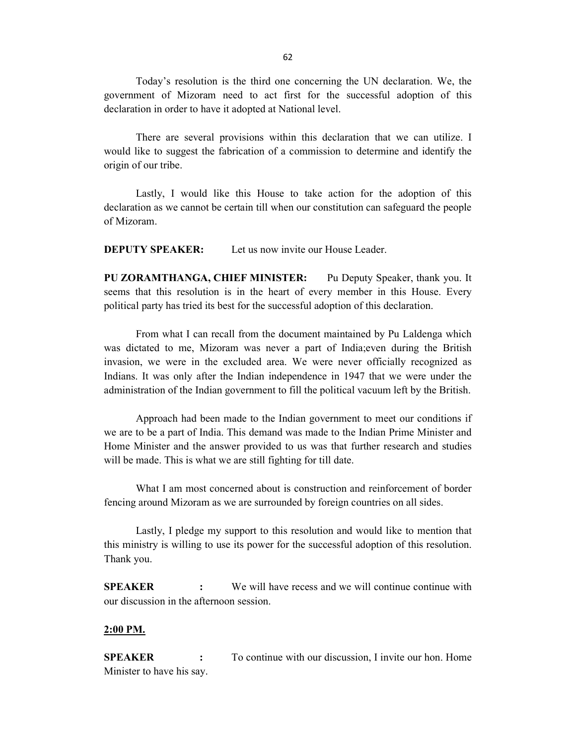Today's resolution is the third one concerning the UN declaration. We, the government of Mizoram need to act first for the successful adoption of this declaration in order to have it adopted at National level.

There are several provisions within this declaration that we can utilize. I would like to suggest the fabrication of a commission to determine and identify the origin of our tribe.

Lastly, I would like this House to take action for the adoption of this declaration as we cannot be certain till when our constitution can safeguard the people of Mizoram.

**DEPUTY SPEAKER:** Let us now invite our House Leader.

**PU ZORAMTHANGA, CHIEF MINISTER:** Pu Deputy Speaker, thank you. It seems that this resolution is in the heart of every member in this House. Every political party has tried its best for the successful adoption of this declaration.

From what I can recall from the document maintained by Pu Laldenga which was dictated to me, Mizoram was never a part of India;even during the British invasion, we were in the excluded area. We were never officially recognized as Indians. It was only after the Indian independence in 1947 that we were under the administration of the Indian government to fill the political vacuum left by the British.

Approach had been made to the Indian government to meet our conditions if we are to be a part of India. This demand was made to the Indian Prime Minister and Home Minister and the answer provided to us was that further research and studies will be made. This is what we are still fighting for till date.

What I am most concerned about is construction and reinforcement of border fencing around Mizoram as we are surrounded by foreign countries on all sides.

Lastly, I pledge my support to this resolution and would like to mention that this ministry is willing to use its power for the successful adoption of this resolution. Thank you.

**SPEAKER :** We will have recess and we will continue continue with our discussion in the afternoon session.

**2:00 PM.**

**SPEAKER :** To continue with our discussion, I invite our hon. Home Minister to have his say.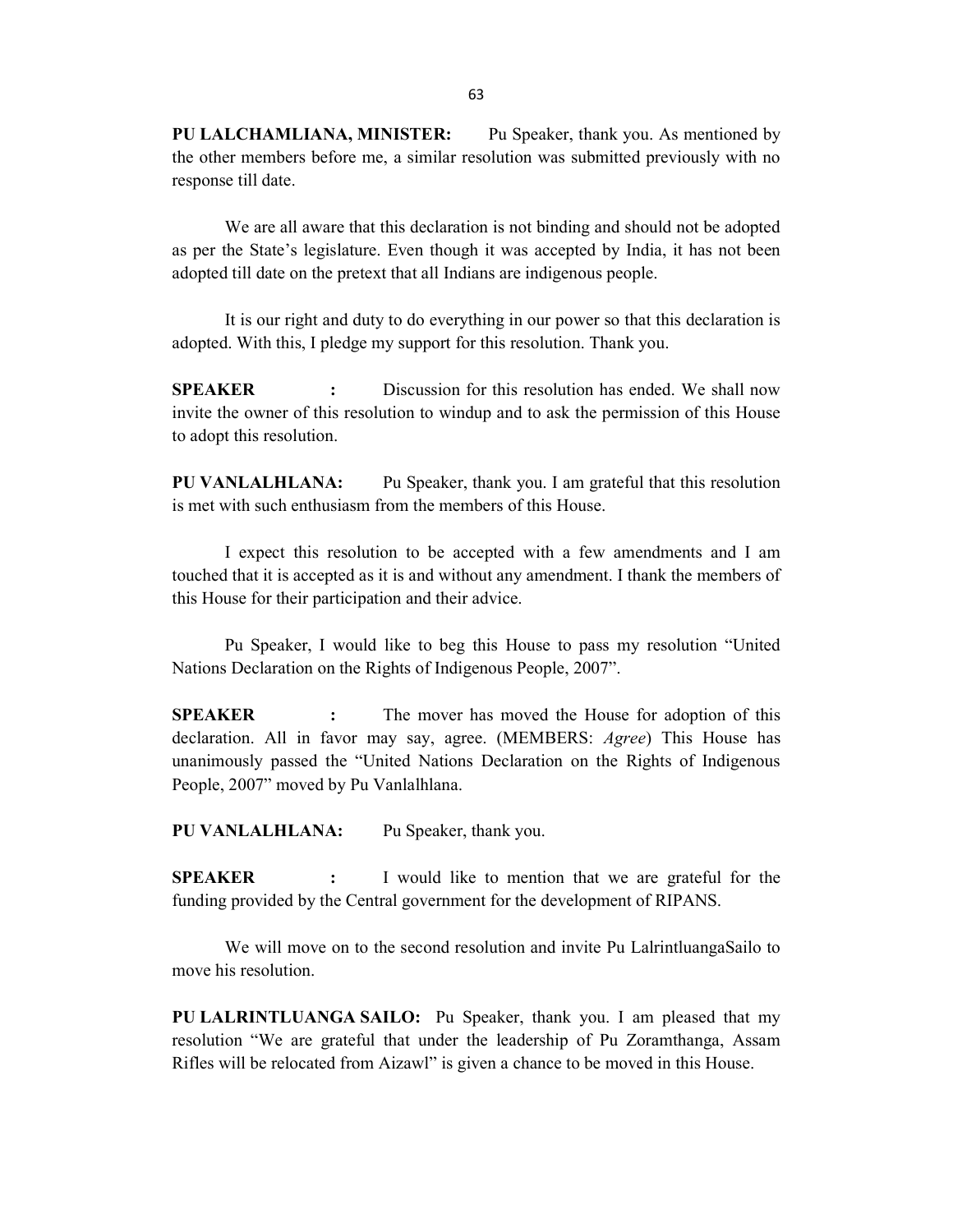**PU LALCHAMLIANA, MINISTER:** Pu Speaker, thank you. As mentioned by the other members before me, a similar resolution was submitted previously with no response till date.

We are all aware that this declaration is not binding and should not be adopted as per the State's legislature. Even though it was accepted by India, it has not been adopted till date on the pretext that all Indians are indigenous people.

It is our right and duty to do everything in our power so that this declaration is adopted. With this, I pledge my support for this resolution. Thank you.

**SPEAKER :** Discussion for this resolution has ended. We shall now invite the owner of this resolution to windup and to ask the permission of this House to adopt this resolution.

**PU VANLALHLANA:** Pu Speaker, thank you. I am grateful that this resolution is met with such enthusiasm from the members of this House.

I expect this resolution to be accepted with a few amendments and I am touched that it is accepted as it is and without any amendment. I thank the members of this House for their participation and their advice.

Pu Speaker, I would like to beg this House to pass my resolution "United Nations Declaration on the Rights of Indigenous People, 2007".

**SPEAKER :** The mover has moved the House for adoption of this declaration. All in favor may say, agree. (MEMBERS: *Agree*) This House has unanimously passed the "United Nations Declaration on the Rights of Indigenous People, 2007" moved by Pu Vanlalhlana.

**PU VANLALHLANA:** Pu Speaker, thank you.

**SPEAKER :** I would like to mention that we are grateful for the funding provided by the Central government for the development of RIPANS.

We will move on to the second resolution and invite Pu LalrintluangaSailo to move his resolution.

**PU LALRINTLUANGA SAILO:** Pu Speaker, thank you. I am pleased that my resolution "We are grateful that under the leadership of Pu Zoramthanga, Assam Rifles will be relocated from Aizawl" is given a chance to be moved in this House.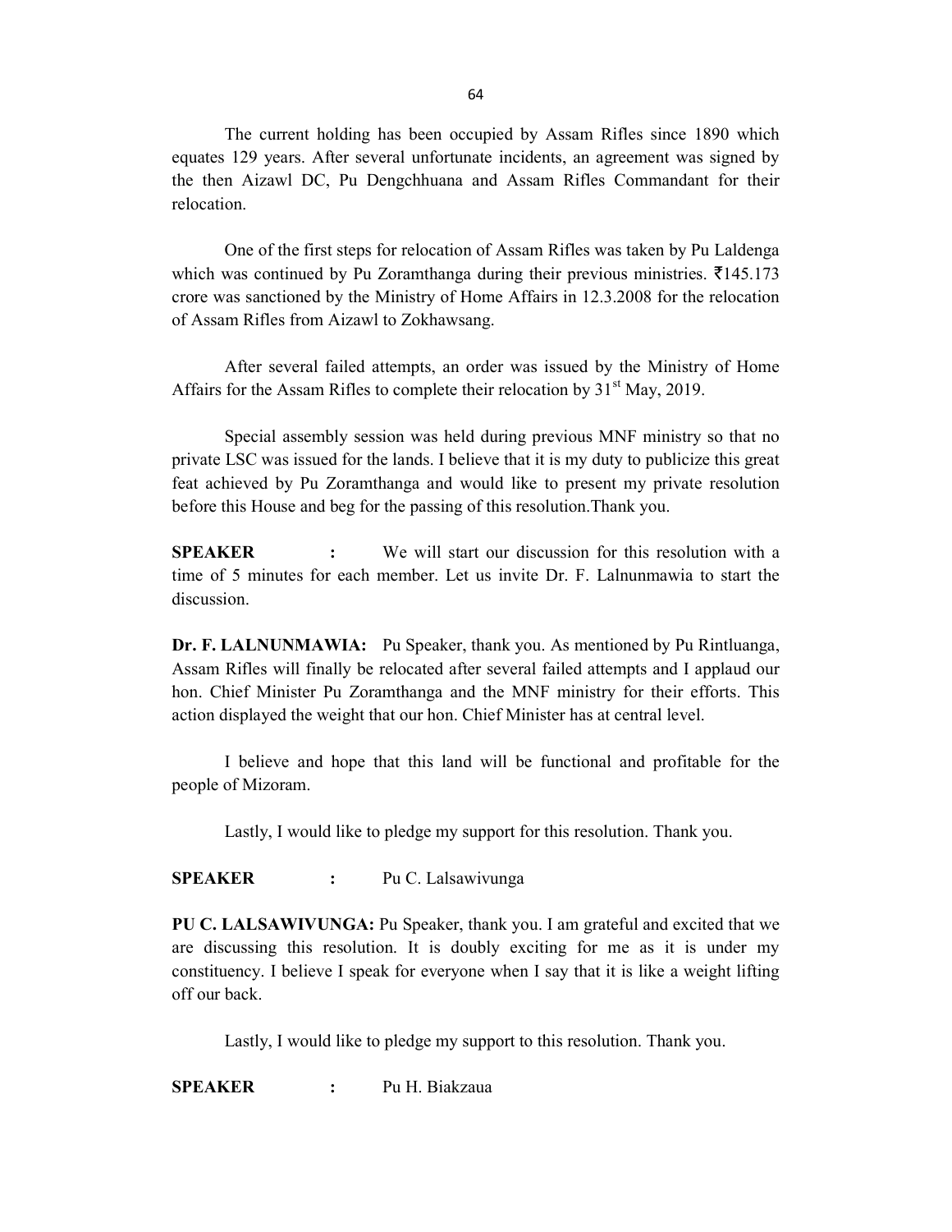The current holding has been occupied by Assam Rifles since 1890 which equates 129 years. After several unfortunate incidents, an agreement was signed by the then Aizawl DC, Pu Dengchhuana and Assam Rifles Commandant for their relocation.

One of the first steps for relocation of Assam Rifles was taken by Pu Laldenga which was continued by Pu Zoramthanga during their previous ministries. ₹145.173 crore was sanctioned by the Ministry of Home Affairs in 12.3.2008 for the relocation of Assam Rifles from Aizawl to Zokhawsang.

After several failed attempts, an order was issued by the Ministry of Home Affairs for the Assam Rifles to complete their relocation by 31st May, 2019.

Special assembly session was held during previous MNF ministry so that no private LSC was issued for the lands. I believe that it is my duty to publicize this great feat achieved by Pu Zoramthanga and would like to present my private resolution before this House and beg for the passing of this resolution.Thank you.

**SPEAKER :** We will start our discussion for this resolution with a time of 5 minutes for each member. Let us invite Dr. F. Lalnunmawia to start the discussion.

**Dr. F. LALNUNMAWIA:** Pu Speaker, thank you. As mentioned by Pu Rintluanga, Assam Rifles will finally be relocated after several failed attempts and I applaud our hon. Chief Minister Pu Zoramthanga and the MNF ministry for their efforts. This action displayed the weight that our hon. Chief Minister has at central level.

I believe and hope that this land will be functional and profitable for the people of Mizoram.

Lastly, I would like to pledge my support for this resolution. Thank you.

**SPEAKER :** Pu C. Lalsawivunga

**PU C. LALSAWIVUNGA:** Pu Speaker, thank you. I am grateful and excited that we are discussing this resolution. It is doubly exciting for me as it is under my constituency. I believe I speak for everyone when I say that it is like a weight lifting off our back.

Lastly, I would like to pledge my support to this resolution. Thank you.

**SPEAKER :** Pu H. Biakzaua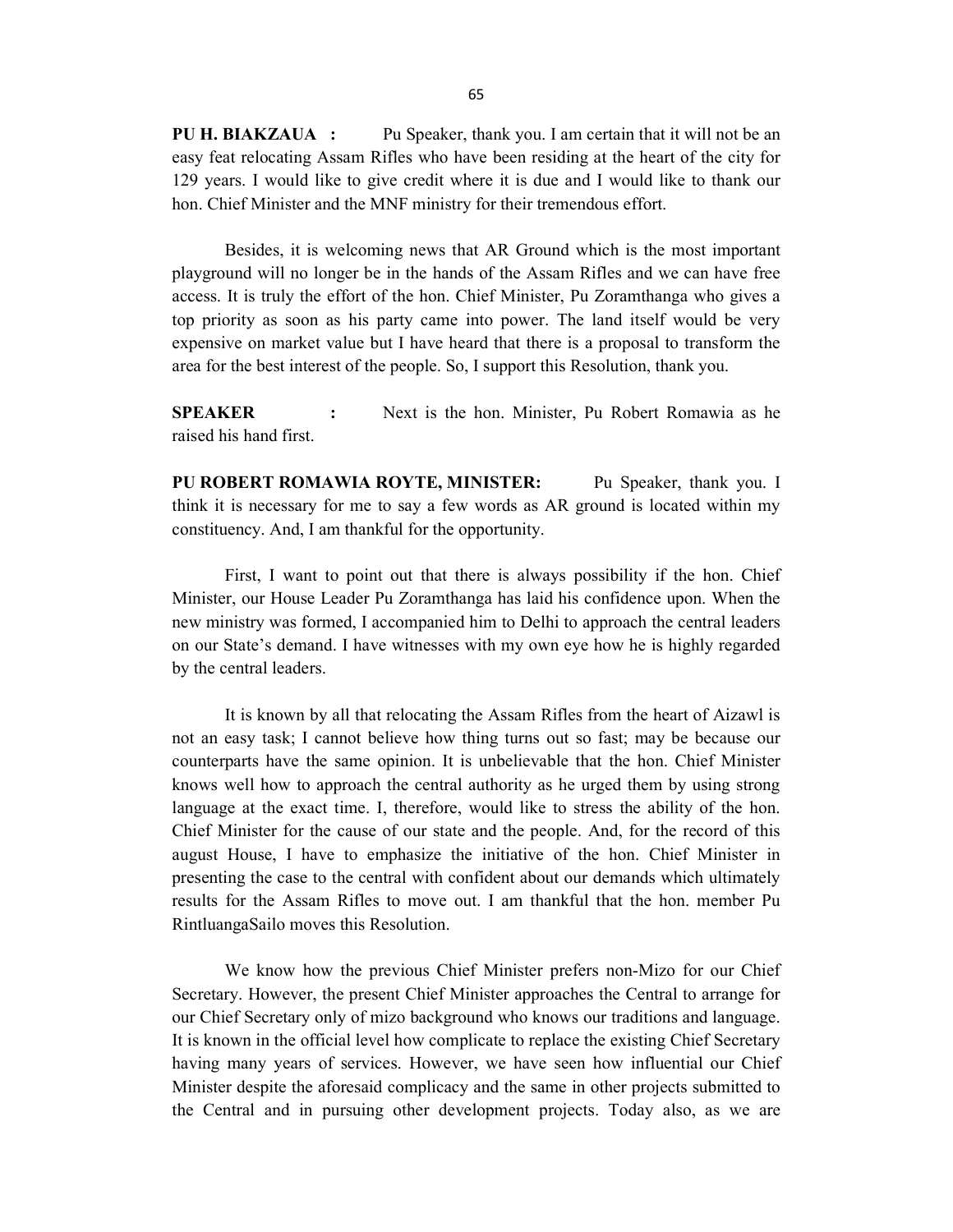**PU H. BIAKZAUA :** Pu Speaker, thank you. I am certain that it will not be an easy feat relocating Assam Rifles who have been residing at the heart of the city for 129 years. I would like to give credit where it is due and I would like to thank our hon. Chief Minister and the MNF ministry for their tremendous effort.

Besides, it is welcoming news that AR Ground which is the most important playground will no longer be in the hands of the Assam Rifles and we can have free access. It is truly the effort of the hon. Chief Minister, Pu Zoramthanga who gives a top priority as soon as his party came into power. The land itself would be very expensive on market value but I have heard that there is a proposal to transform the area for the best interest of the people. So, I support this Resolution, thank you.

**SPEAKER :** Next is the hon. Minister, Pu Robert Romawia as he raised his hand first.

**PU ROBERT ROMAWIA ROYTE, MINISTER:** Pu Speaker, thank you. I think it is necessary for me to say a few words as AR ground is located within my constituency. And, I am thankful for the opportunity.

First, I want to point out that there is always possibility if the hon. Chief Minister, our House Leader Pu Zoramthanga has laid his confidence upon. When the new ministry was formed, I accompanied him to Delhi to approach the central leaders on our State's demand. I have witnesses with my own eye how he is highly regarded by the central leaders.

It is known by all that relocating the Assam Rifles from the heart of Aizawl is not an easy task; I cannot believe how thing turns out so fast; may be because our counterparts have the same opinion. It is unbelievable that the hon. Chief Minister knows well how to approach the central authority as he urged them by using strong language at the exact time. I, therefore, would like to stress the ability of the hon. Chief Minister for the cause of our state and the people. And, for the record of this august House, I have to emphasize the initiative of the hon. Chief Minister in presenting the case to the central with confident about our demands which ultimately results for the Assam Rifles to move out. I am thankful that the hon. member Pu RintluangaSailo moves this Resolution.

We know how the previous Chief Minister prefers non-Mizo for our Chief Secretary. However, the present Chief Minister approaches the Central to arrange for our Chief Secretary only of mizo background who knows our traditions and language. It is known in the official level how complicate to replace the existing Chief Secretary having many years of services. However, we have seen how influential our Chief Minister despite the aforesaid complicacy and the same in other projects submitted to the Central and in pursuing other development projects. Today also, as we are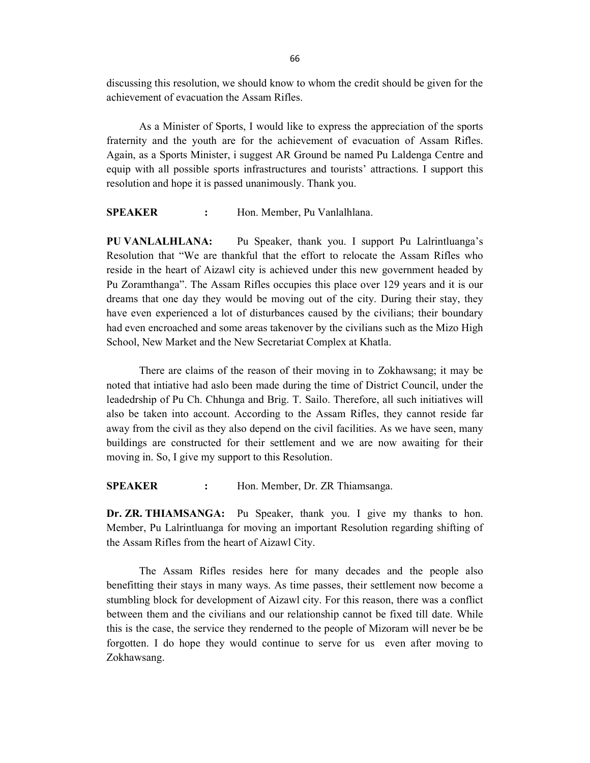discussing this resolution, we should know to whom the credit should be given for the achievement of evacuation the Assam Rifles.

As a Minister of Sports, I would like to express the appreciation of the sports fraternity and the youth are for the achievement of evacuation of Assam Rifles. Again, as a Sports Minister, i suggest AR Ground be named Pu Laldenga Centre and equip with all possible sports infrastructures and tourists' attractions. I support this resolution and hope it is passed unanimously. Thank you.

**SPEAKER :** Hon. Member, Pu Vanlalhlana.

**PU VANLALHLANA:** Pu Speaker, thank you. I support Pu Lalrintluanga's Resolution that "We are thankful that the effort to relocate the Assam Rifles who reside in the heart of Aizawl city is achieved under this new government headed by Pu Zoramthanga". The Assam Rifles occupies this place over 129 years and it is our dreams that one day they would be moving out of the city. During their stay, they have even experienced a lot of disturbances caused by the civilians; their boundary had even encroached and some areas takenover by the civilians such as the Mizo High School, New Market and the New Secretariat Complex at Khatla.

There are claims of the reason of their moving in to Zokhawsang; it may be noted that intiative had aslo been made during the time of District Council, under the leadedrship of Pu Ch. Chhunga and Brig. T. Sailo. Therefore, all such initiatives will also be taken into account. According to the Assam Rifles, they cannot reside far away from the civil as they also depend on the civil facilities. As we have seen, many buildings are constructed for their settlement and we are now awaiting for their moving in. So, I give my support to this Resolution.

**SPEAKER :** Hon. Member, Dr. ZR Thiamsanga.

**Dr. ZR. THIAMSANGA:** Pu Speaker, thank you. I give my thanks to hon. Member, Pu Lalrintluanga for moving an important Resolution regarding shifting of the Assam Rifles from the heart of Aizawl City.

The Assam Rifles resides here for many decades and the people also benefitting their stays in many ways. As time passes, their settlement now become a stumbling block for development of Aizawl city. For this reason, there was a conflict between them and the civilians and our relationship cannot be fixed till date. While this is the case, the service they renderned to the people of Mizoram will never be be forgotten. I do hope they would continue to serve for us even after moving to Zokhawsang.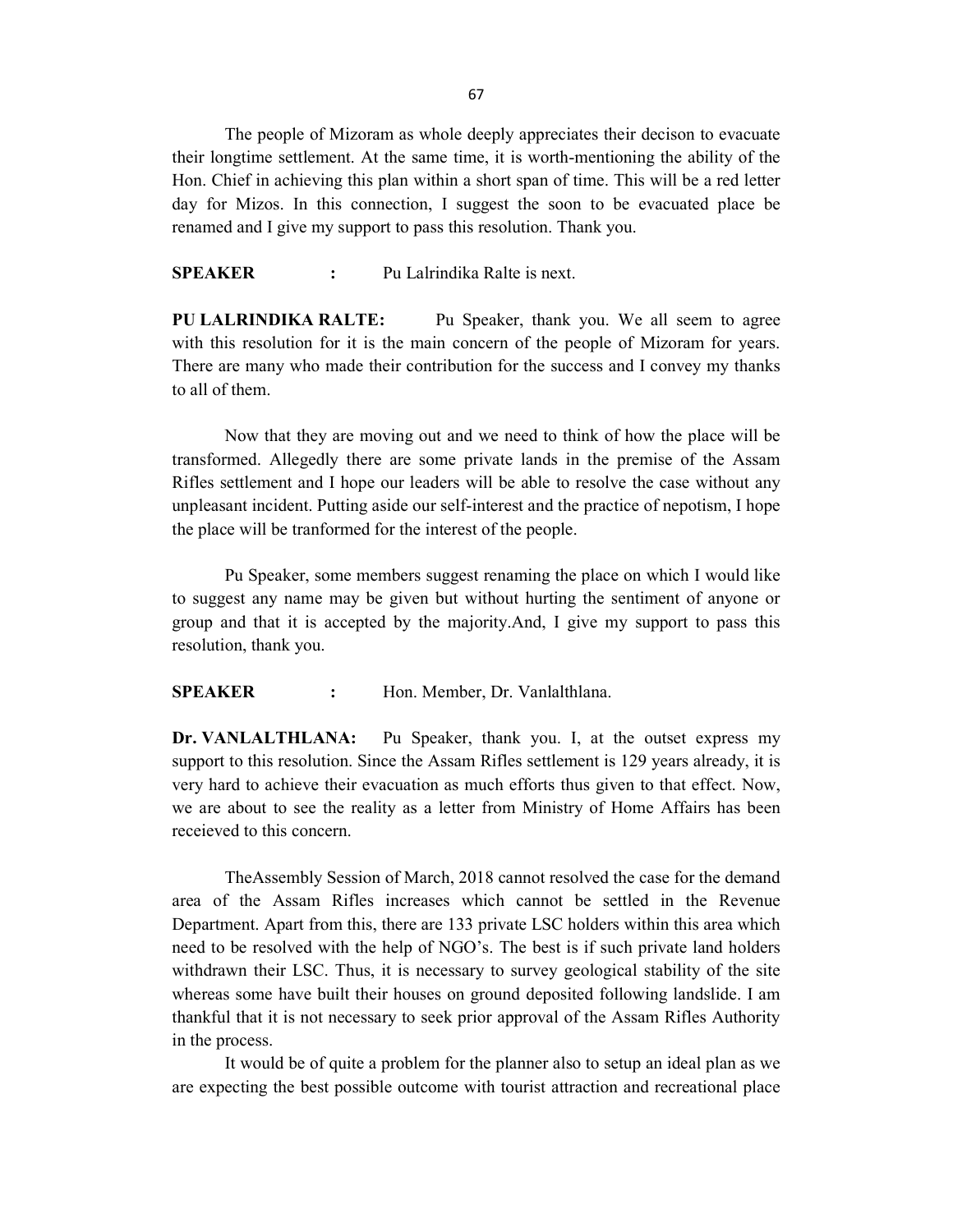The people of Mizoram as whole deeply appreciates their decison to evacuate their longtime settlement. At the same time, it is worth-mentioning the ability of the Hon. Chief in achieving this plan within a short span of time. This will be a red letter day for Mizos. In this connection, I suggest the soon to be evacuated place be renamed and I give my support to pass this resolution. Thank you.

**SPEAKER :** Pu Lalrindika Ralte is next.

**PU LALRINDIKA RALTE:** Pu Speaker, thank you. We all seem to agree with this resolution for it is the main concern of the people of Mizoram for years. There are many who made their contribution for the success and I convey my thanks to all of them.

Now that they are moving out and we need to think of how the place will be transformed. Allegedly there are some private lands in the premise of the Assam Rifles settlement and I hope our leaders will be able to resolve the case without any unpleasant incident. Putting aside our self-interest and the practice of nepotism, I hope the place will be tranformed for the interest of the people.

Pu Speaker, some members suggest renaming the place on which I would like to suggest any name may be given but without hurting the sentiment of anyone or group and that it is accepted by the majority.And, I give my support to pass this resolution, thank you.

**SPEAKER :** Hon. Member, Dr. Vanlalthlana.

**Dr. VANLALTHLANA:** Pu Speaker, thank you. I, at the outset express my support to this resolution. Since the Assam Rifles settlement is 129 years already, it is very hard to achieve their evacuation as much efforts thus given to that effect. Now, we are about to see the reality as a letter from Ministry of Home Affairs has been receieved to this concern.

TheAssembly Session of March, 2018 cannot resolved the case for the demand area of the Assam Rifles increases which cannot be settled in the Revenue Department. Apart from this, there are 133 private LSC holders within this area which need to be resolved with the help of NGO's. The best is if such private land holders withdrawn their LSC. Thus, it is necessary to survey geological stability of the site whereas some have built their houses on ground deposited following landslide. I am thankful that it is not necessary to seek prior approval of the Assam Rifles Authority in the process.

It would be of quite a problem for the planner also to setup an ideal plan as we are expecting the best possible outcome with tourist attraction and recreational place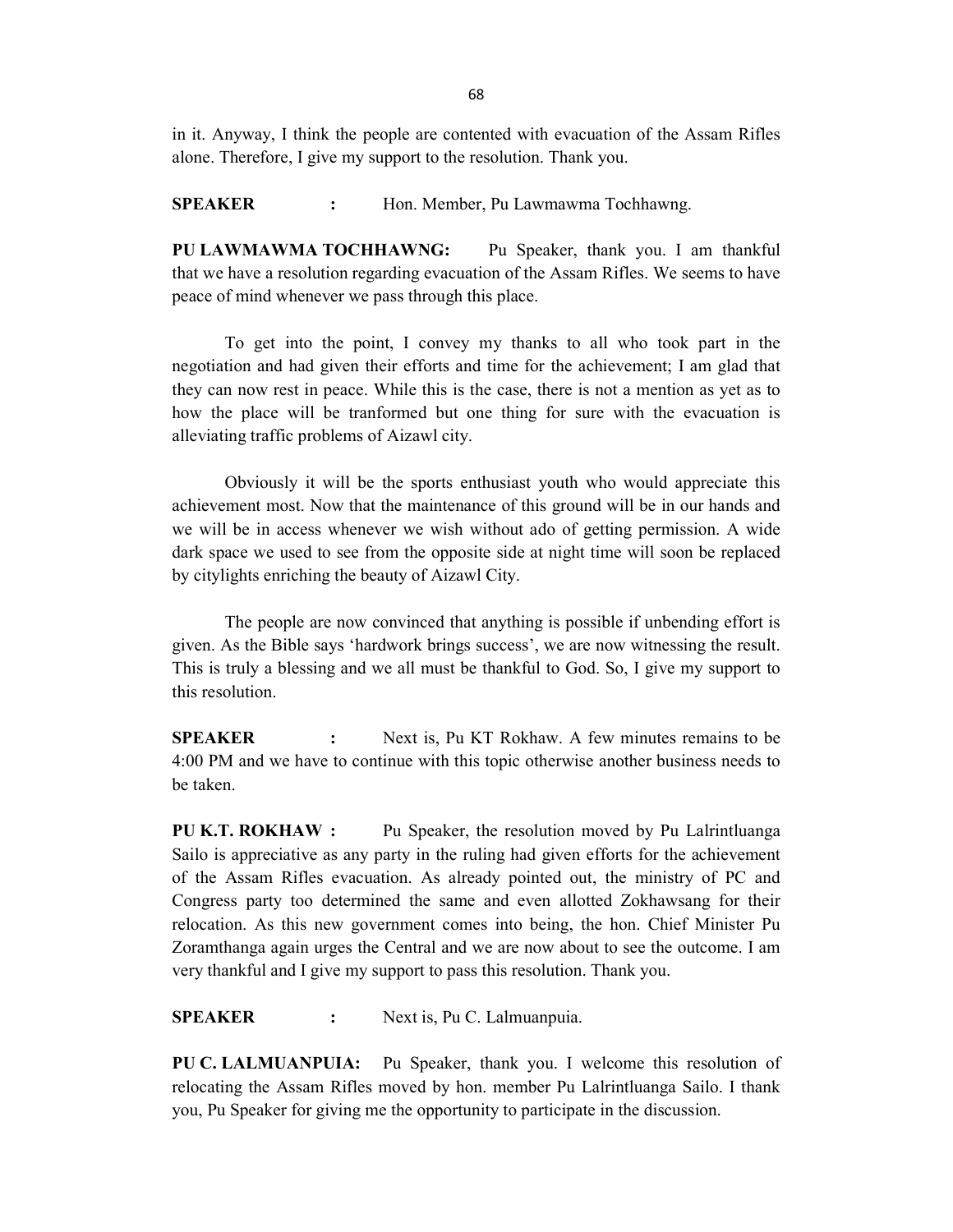in it. Anyway, I think the people are contented with evacuation of the Assam Rifles alone. Therefore, I give my support to the resolution. Thank you.

**SPEAKER** : Hon. Member, Pu Lawmawma Tochhawng.

**PU LAWMAWMA TOCHHAWNG:** Pu Speaker, thank you. I am thankful that we have a resolution regarding evacuation of the Assam Rifles. We seems to have peace of mind whenever we pass through this place.

To get into the point, I convey my thanks to all who took part in the negotiation and had given their efforts and time for the achievement; I am glad that they can now rest in peace. While this is the case, there is not a mention as yet as to how the place will be tranformed but one thing for sure with the evacuation is alleviating traffic problems of Aizawl city.

Obviously it will be the sports enthusiast youth who would appreciate this achievement most. Now that the maintenance of this ground will be in our hands and we will be in access whenever we wish without ado of getting permission. A wide dark space we used to see from the opposite side at night time will soon be replaced by citylights enriching the beauty of Aizawl City.

The people are now convinced that anything is possible if unbending effort is given. As the Bible says 'hardwork brings success', we are now witnessing the result. This is truly a blessing and we all must be thankful to God. So, I give my support to this resolution.

**SPEAKER** : Next is, Pu KT Rokhaw. A few minutes remains to be 4:00 PM and we have to continue with this topic otherwise another business needs to be taken.

**PU K.T. ROKHAW :** Pu Speaker, the resolution moved by Pu Lalrintluanga Sailo is appreciative as any party in the ruling had given efforts for the achievement of the Assam Rifles evacuation. As already pointed out, the ministry of PC and Congress party too determined the same and even allotted Zokhawsang for their relocation. As this new government comes into being, the hon. Chief Minister Pu Zoramthanga again urges the Central and we are now about to see the outcome. I am very thankful and I give my support to pass this resolution. Thank you.

**SPEAKER** : Next is, Pu C. Lalmuanpuia.

**PU C. LALMUANPUIA:** Pu Speaker, thank you. I welcome this resolution of relocating the Assam Rifles moved by hon. member Pu Lalrintluanga Sailo. I thank you, Pu Speaker for giving me the opportunity to participate in the discussion.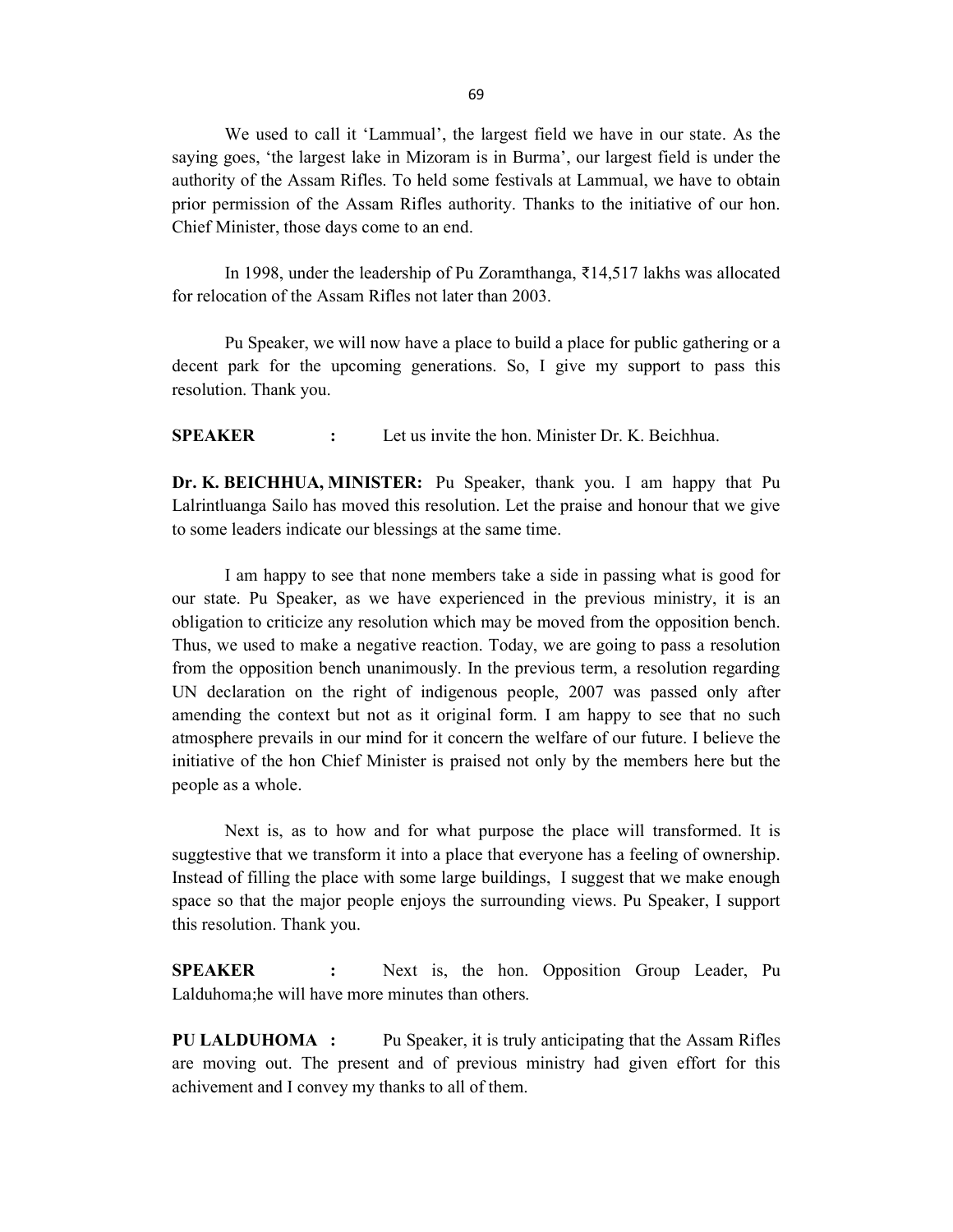We used to call it 'Lammual', the largest field we have in our state. As the saying goes, 'the largest lake in Mizoram is in Burma', our largest field is under the authority of the Assam Rifles. To held some festivals at Lammual, we have to obtain prior permission of the Assam Rifles authority. Thanks to the initiative of our hon. Chief Minister, those days come to an end.

In 1998, under the leadership of Pu Zoramthanga, ₹14,517 lakhs was allocated for relocation of the Assam Rifles not later than 2003.

Pu Speaker, we will now have a place to build a place for public gathering or a decent park for the upcoming generations. So, I give my support to pass this resolution. Thank you.

**SPEAKER :** Let us invite the hon. Minister Dr. K. Beichhua.

**Dr. K. BEICHHUA, MINISTER:** Pu Speaker, thank you. I am happy that Pu Lalrintluanga Sailo has moved this resolution. Let the praise and honour that we give to some leaders indicate our blessings at the same time.

I am happy to see that none members take a side in passing what is good for our state. Pu Speaker, as we have experienced in the previous ministry, it is an obligation to criticize any resolution which may be moved from the opposition bench. Thus, we used to make a negative reaction. Today, we are going to pass a resolution from the opposition bench unanimously. In the previous term, a resolution regarding UN declaration on the right of indigenous people, 2007 was passed only after amending the context but not as it original form. I am happy to see that no such atmosphere prevails in our mind for it concern the welfare of our future. I believe the initiative of the hon Chief Minister is praised not only by the members here but the people as a whole.

Next is, as to how and for what purpose the place will transformed. It is suggtestive that we transform it into a place that everyone has a feeling of ownership. Instead of filling the place with some large buildings, I suggest that we make enough space so that the major people enjoys the surrounding views. Pu Speaker, I support this resolution. Thank you.

**SPEAKER :** Next is, the hon. Opposition Group Leader, Pu Lalduhoma;he will have more minutes than others.

**PU LALDUHOMA :** Pu Speaker, it is truly anticipating that the Assam Rifles are moving out. The present and of previous ministry had given effort for this achivement and I convey my thanks to all of them.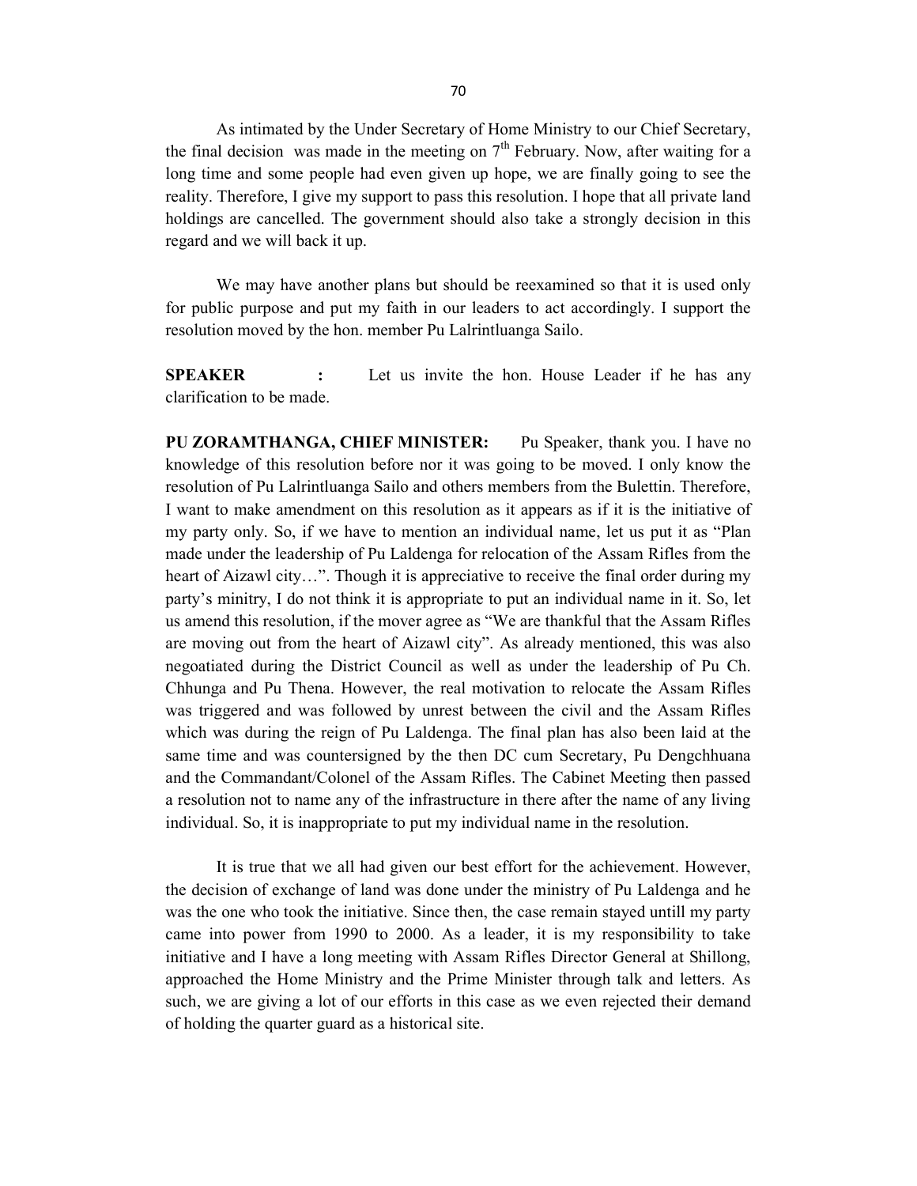As intimated by the Under Secretary of Home Ministry to our Chief Secretary, the final decision was made in the meeting on 7th February. Now, after waiting for a long time and some people had even given up hope, we are finally going to see the reality. Therefore, I give my support to pass this resolution. I hope that all private land holdings are cancelled. The government should also take a strongly decision in this regard and we will back it up.

We may have another plans but should be reexamined so that it is used only for public purpose and put my faith in our leaders to act accordingly. I support the resolution moved by the hon. member Pu Lalrintluanga Sailo.

**SPEAKER :** Let us invite the hon. House Leader if he has any clarification to be made.

**PU ZORAMTHANGA, CHIEF MINISTER:** Pu Speaker, thank you. I have no knowledge of this resolution before nor it was going to be moved. I only know the resolution of Pu Lalrintluanga Sailo and others members from the Bulettin. Therefore, I want to make amendment on this resolution as it appears as if it is the initiative of my party only. So, if we have to mention an individual name, let us put it as "Plan made under the leadership of Pu Laldenga for relocation of the Assam Rifles from the heart of Aizawl city…". Though it is appreciative to receive the final order during my party's minitry, I do not think it is appropriate to put an individual name in it. So, let us amend this resolution, if the mover agree as "We are thankful that the Assam Rifles are moving out from the heart of Aizawl city". As already mentioned, this was also negoatiated during the District Council as well as under the leadership of Pu Ch. Chhunga and Pu Thena. However, the real motivation to relocate the Assam Rifles was triggered and was followed by unrest between the civil and the Assam Rifles which was during the reign of Pu Laldenga. The final plan has also been laid at the same time and was countersigned by the then DC cum Secretary, Pu Dengchhuana and the Commandant/Colonel of the Assam Rifles. The Cabinet Meeting then passed a resolution not to name any of the infrastructure in there after the name of any living individual. So, it is inappropriate to put my individual name in the resolution.

It is true that we all had given our best effort for the achievement. However, the decision of exchange of land was done under the ministry of Pu Laldenga and he was the one who took the initiative. Since then, the case remain stayed untill my party came into power from 1990 to 2000. As a leader, it is my responsibility to take initiative and I have a long meeting with Assam Rifles Director General at Shillong, approached the Home Ministry and the Prime Minister through talk and letters. As such, we are giving a lot of our efforts in this case as we even rejected their demand of holding the quarter guard as a historical site.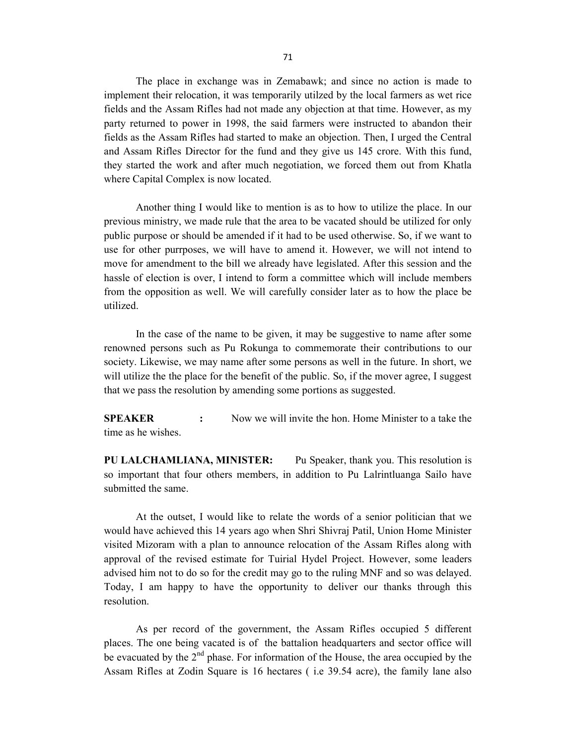The place in exchange was in Zemabawk; and since no action is made to implement their relocation, it was temporarily utilzed by the local farmers as wet rice fields and the Assam Rifles had not made any objection at that time. However, as my party returned to power in 1998, the said farmers were instructed to abandon their fields as the Assam Rifles had started to make an objection. Then, I urged the Central and Assam Rifles Director for the fund and they give us 145 crore. With this fund, they started the work and after much negotiation, we forced them out from Khatla where Capital Complex is now located.

Another thing I would like to mention is as to how to utilize the place. In our previous ministry, we made rule that the area to be vacated should be utilized for only public purpose or should be amended if it had to be used otherwise. So, if we want to use for other purrposes, we will have to amend it. However, we will not intend to move for amendment to the bill we already have legislated. After this session and the hassle of election is over, I intend to form a committee which will include members from the opposition as well. We will carefully consider later as to how the place be utilized.

In the case of the name to be given, it may be suggestive to name after some renowned persons such as Pu Rokunga to commemorate their contributions to our society. Likewise, we may name after some persons as well in the future. In short, we will utilize the the place for the benefit of the public. So, if the mover agree, I suggest that we pass the resolution by amending some portions as suggested.

**SPEAKER :** Now we will invite the hon. Home Minister to a take the time as he wishes.

**PU LALCHAMLIANA, MINISTER:** Pu Speaker, thank you. This resolution is so important that four others members, in addition to Pu Lalrintluanga Sailo have submitted the same.

At the outset, I would like to relate the words of a senior politician that we would have achieved this 14 years ago when Shri Shivraj Patil, Union Home Minister visited Mizoram with a plan to announce relocation of the Assam Rifles along with approval of the revised estimate for Tuirial Hydel Project. However, some leaders advised him not to do so for the credit may go to the ruling MNF and so was delayed. Today, I am happy to have the opportunity to deliver our thanks through this resolution.

As per record of the government, the Assam Rifles occupied 5 different places. The one being vacated is of the battalion headquarters and sector office will be evacuated by the 2nd phase. For information of the House, the area occupied by the Assam Rifles at Zodin Square is 16 hectares ( i.e 39.54 acre), the family lane also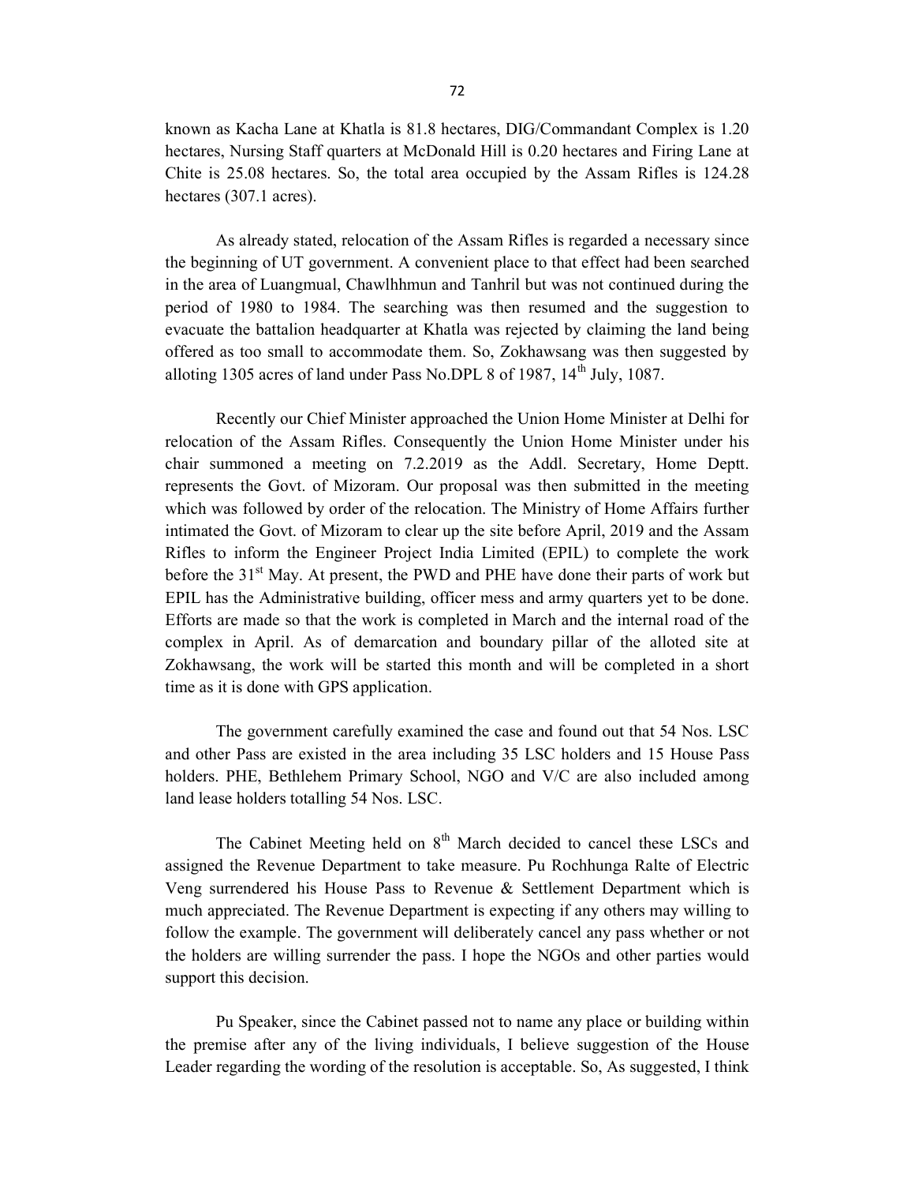known as Kacha Lane at Khatla is 81.8 hectares, DIG/Commandant Complex is 1.20 hectares, Nursing Staff quarters at McDonald Hill is 0.20 hectares and Firing Lane at Chite is 25.08 hectares. So, the total area occupied by the Assam Rifles is 124.28 hectares (307.1 acres).

As already stated, relocation of the Assam Rifles is regarded a necessary since the beginning of UT government. A convenient place to that effect had been searched in the area of Luangmual, Chawlhhmun and Tanhril but was not continued during the period of 1980 to 1984. The searching was then resumed and the suggestion to evacuate the battalion headquarter at Khatla was rejected by claiming the land being offered as too small to accommodate them. So, Zokhawsang was then suggested by alloting 1305 acres of land under Pass No.DPL 8 of 1987, 14th July, 1087.

Recently our Chief Minister approached the Union Home Minister at Delhi for relocation of the Assam Rifles. Consequently the Union Home Minister under his chair summoned a meeting on 7.2.2019 as the Addl. Secretary, Home Deptt. represents the Govt. of Mizoram. Our proposal was then submitted in the meeting which was followed by order of the relocation. The Ministry of Home Affairs further intimated the Govt. of Mizoram to clear up the site before April, 2019 and the Assam Rifles to inform the Engineer Project India Limited (EPIL) to complete the work before the 31st May. At present, the PWD and PHE have done their parts of work but EPIL has the Administrative building, officer mess and army quarters yet to be done. Efforts are made so that the work is completed in March and the internal road of the complex in April. As of demarcation and boundary pillar of the alloted site at Zokhawsang, the work will be started this month and will be completed in a short time as it is done with GPS application.

The government carefully examined the case and found out that 54 Nos. LSC and other Pass are existed in the area including 35 LSC holders and 15 House Pass holders. PHE, Bethlehem Primary School, NGO and V/C are also included among land lease holders totalling 54 Nos. LSC.

The Cabinet Meeting held on 8th March decided to cancel these LSCs and assigned the Revenue Department to take measure. Pu Rochhunga Ralte of Electric Veng surrendered his House Pass to Revenue & Settlement Department which is much appreciated. The Revenue Department is expecting if any others may willing to follow the example. The government will deliberately cancel any pass whether or not the holders are willing surrender the pass. I hope the NGOs and other parties would support this decision.

Pu Speaker, since the Cabinet passed not to name any place or building within the premise after any of the living individuals, I believe suggestion of the House Leader regarding the wording of the resolution is acceptable. So, As suggested, I think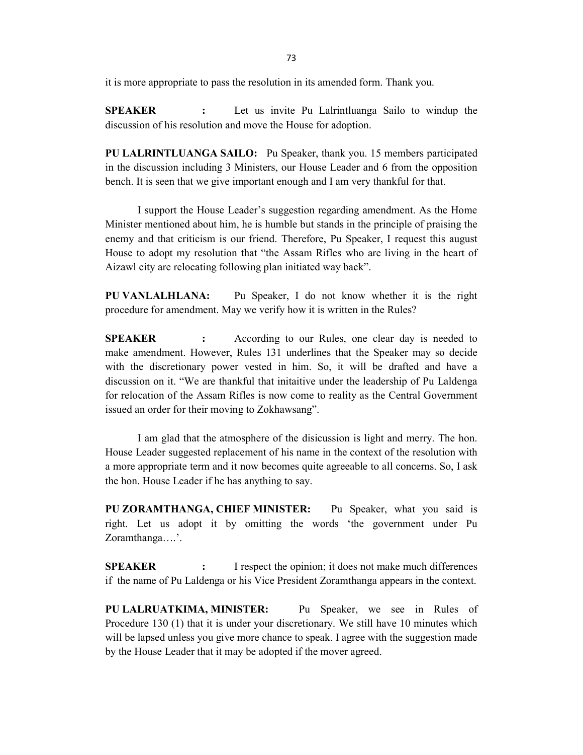it is more appropriate to pass the resolution in its amended form. Thank you.

**SPEAKER :** Let us invite Pu Lalrintluanga Sailo to windup the discussion of his resolution and move the House for adoption.

**PU LALRINTLUANGA SAILO:** Pu Speaker, thank you. 15 members participated in the discussion including 3 Ministers, our House Leader and 6 from the opposition bench. It is seen that we give important enough and I am very thankful for that.

I support the House Leader's suggestion regarding amendment. As the Home Minister mentioned about him, he is humble but stands in the principle of praising the enemy and that criticism is our friend. Therefore, Pu Speaker, I request this august House to adopt my resolution that "the Assam Rifles who are living in the heart of Aizawl city are relocating following plan initiated way back".

**PU VANLALHLANA:** Pu Speaker, I do not know whether it is the right procedure for amendment. May we verify how it is written in the Rules?

**SPEAKER :** According to our Rules, one clear day is needed to make amendment. However, Rules 131 underlines that the Speaker may so decide with the discretionary power vested in him. So, it will be drafted and have a discussion on it. "We are thankful that initaitive under the leadership of Pu Laldenga for relocation of the Assam Rifles is now come to reality as the Central Government issued an order for their moving to Zokhawsang".

I am glad that the atmosphere of the disicussion is light and merry. The hon. House Leader suggested replacement of his name in the context of the resolution with a more appropriate term and it now becomes quite agreeable to all concerns. So, I ask the hon. House Leader if he has anything to say.

**PU ZORAMTHANGA, CHIEF MINISTER:** Pu Speaker, what you said is right. Let us adopt it by omitting the words 'the government under Pu Zoramthanga….'.

**SPEAKER :** I respect the opinion; it does not make much differences if the name of Pu Laldenga or his Vice President Zoramthanga appears in the context.

**PU LALRUATKIMA, MINISTER:** Pu Speaker, we see in Rules of Procedure 130 (1) that it is under your discretionary. We still have 10 minutes which will be lapsed unless you give more chance to speak. I agree with the suggestion made by the House Leader that it may be adopted if the mover agreed.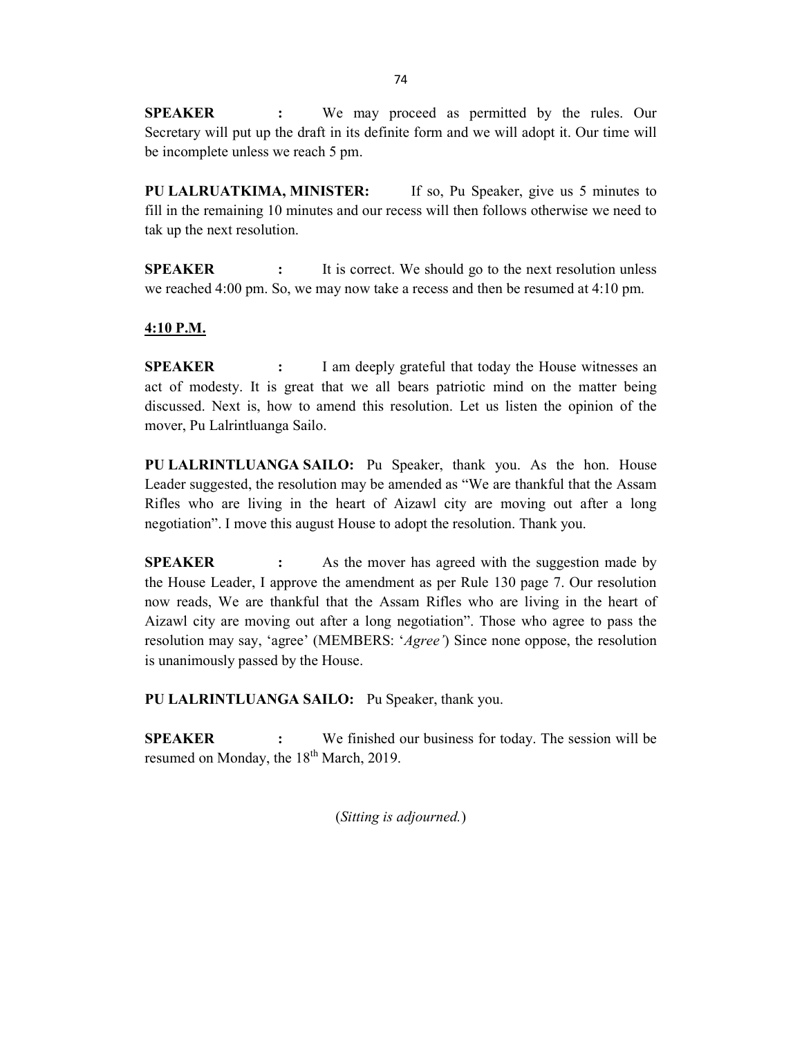**SPEAKER :** We may proceed as permitted by the rules. Our Secretary will put up the draft in its definite form and we will adopt it. Our time will be incomplete unless we reach 5 pm.

**PU LALRUATKIMA, MINISTER:** If so, Pu Speaker, give us 5 minutes to fill in the remaining 10 minutes and our recess will then follows otherwise we need to tak up the next resolution.

**SPEAKER :** It is correct. We should go to the next resolution unless we reached 4:00 pm. So, we may now take a recess and then be resumed at 4:10 pm.

**4:10 P.M.**

**SPEAKER :** I am deeply grateful that today the House witnesses an act of modesty. It is great that we all bears patriotic mind on the matter being discussed. Next is, how to amend this resolution. Let us listen the opinion of the mover, Pu Lalrintluanga Sailo.

**PU LALRINTLUANGA SAILO:** Pu Speaker, thank you. As the hon. House Leader suggested, the resolution may be amended as "We are thankful that the Assam Rifles who are living in the heart of Aizawl city are moving out after a long negotiation". I move this august House to adopt the resolution. Thank you.

**SPEAKER :** As the mover has agreed with the suggestion made by the House Leader, I approve the amendment as per Rule 130 page 7. Our resolution now reads, We are thankful that the Assam Rifles who are living in the heart of Aizawl city are moving out after a long negotiation". Those who agree to pass the resolution may say, 'agree' (MEMBERS: '*Agree'*) Since none oppose, the resolution is unanimously passed by the House.

**PU LALRINTLUANGA SAILO:** Pu Speaker, thank you.

**SPEAKER :** We finished our business for today. The session will be resumed on Monday, the 18th March, 2019.

(*Sitting is adjourned.*)